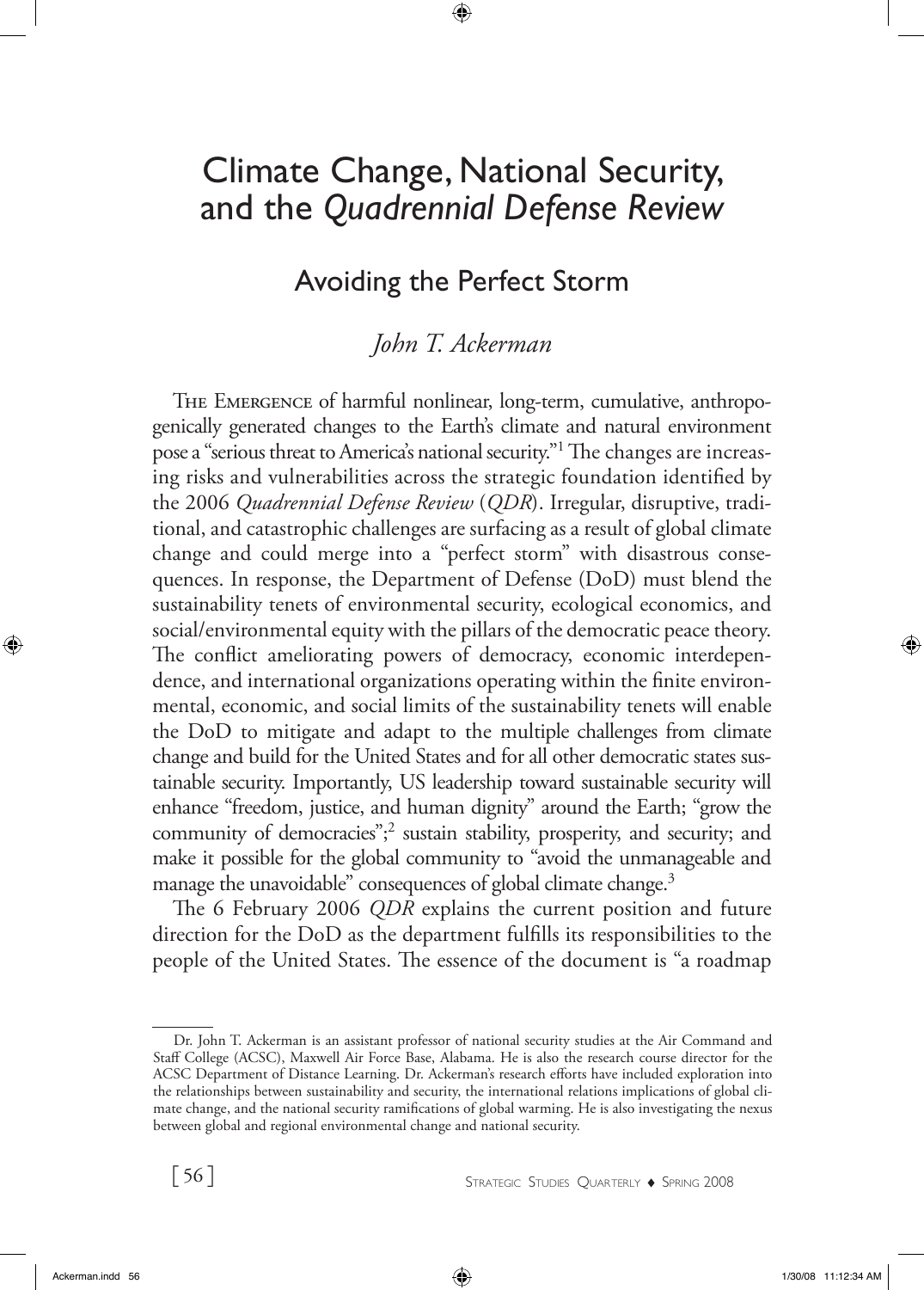# Climate Change, National Security, and the *Quadrennial Defense Review*

## Avoiding the Perfect Storm

*John T. Ackerman*

The Emergence of harmful nonlinear, long-term, cumulative, anthropogenically generated changes to the Earth's climate and natural environment pose a "serious threat to America's national security."[1] The changes are increasing risks and vulnerabilities across the strategic foundation identified by the 2006 *Quadrennial Defense Review* (*QDR*). Irregular, disruptive, traditional, and catastrophic challenges are surfacing as a result of global climate change and could merge into a "perfect storm" with disastrous consequences. In response, the Department of Defense (DoD) must blend the sustainability tenets of environmental security, ecological economics, and social/environmental equity with the pillars of the democratic peace theory. The conflict ameliorating powers of democracy, economic interdependence, and international organizations operating within the finite environmental, economic, and social limits of the sustainability tenets will enable the DoD to mitigate and adapt to the multiple challenges from climate change and build for the United States and for all other democratic states sustainable security. Importantly, US leadership toward sustainable security will enhance "freedom, justice, and human dignity" around the Earth; "grow the community of democracies";[2] sustain stability, prosperity, and security; and make it possible for the global community to "avoid the unmanageable and manage the unavoidable" consequences of global climate change.[3]

The 6 February 2006 *QDR* explains the current position and future direction for the DoD as the department fulfills its responsibilities to the people of the United States. The essence of the document is "a roadmap

Dr. John T. Ackerman is an assistant professor of national security studies at the Air Command and Staff College (ACSC), Maxwell Air Force Base, Alabama. He is also the research course director for the ACSC Department of Distance Learning. Dr. Ackerman's research efforts have included exploration into the relationships between sustainability and security, the international relations implications of global climate change, and the national security ramifications of global warming. He is also investigating the nexus between global and regional environmental change and national security.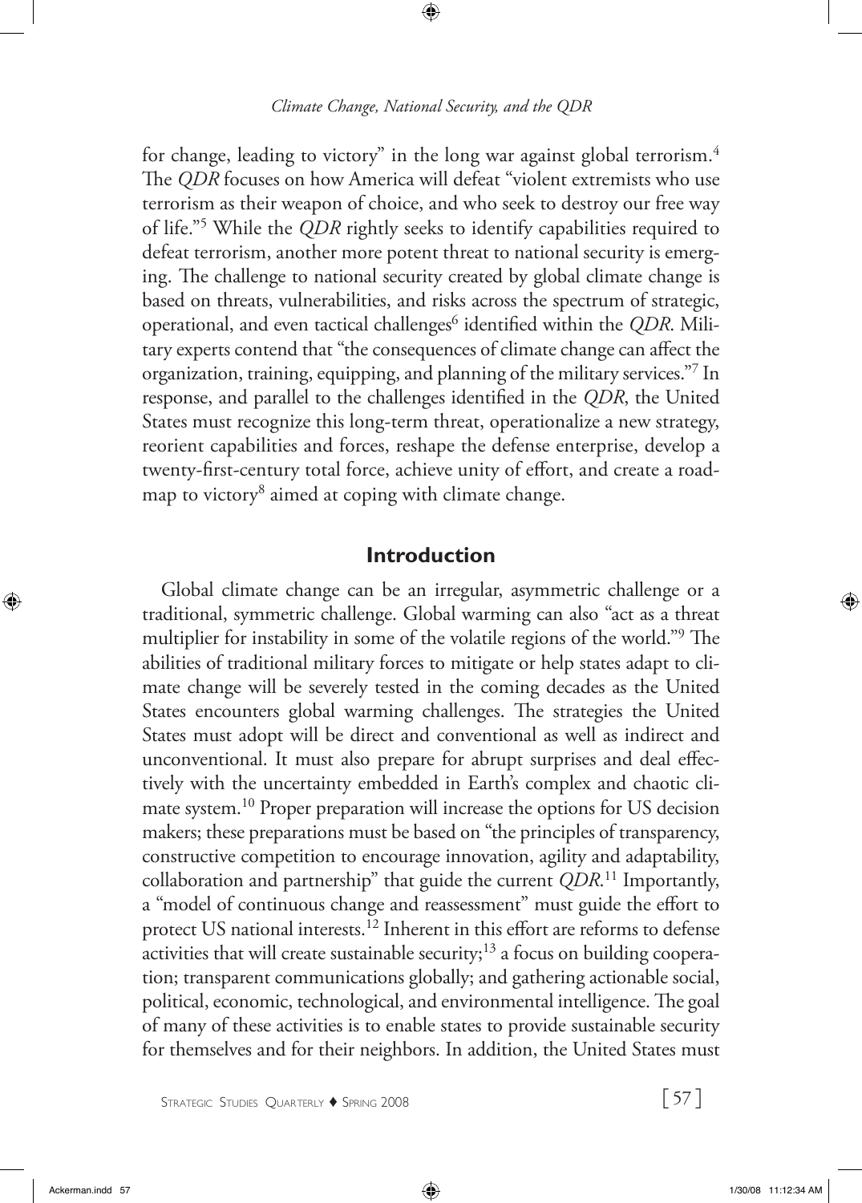for change, leading to victory" in the long war against global terrorism.[4] The *QDR* focuses on how America will defeat "violent extremists who use terrorism as their weapon of choice, and who seek to destroy our free way of life."[5] While the *QDR* rightly seeks to identify capabilities required to defeat terrorism, another more potent threat to national security is emerging. The challenge to national security created by global climate change is based on threats, vulnerabilities, and risks across the spectrum of strategic, operational, and even tactical challenges[6] identified within the *QDR*. Military experts contend that "the consequences of climate change can affect the organization, training, equipping, and planning of the military services."[7] In response, and parallel to the challenges identified in the *QDR*, the United States must recognize this long-term threat, operationalize a new strategy, reorient capabilities and forces, reshape the defense enterprise, develop a twenty-first-century total force, achieve unity of effort, and create a roadmap to victory[8] aimed at coping with climate change.

## Introduction

Global climate change can be an irregular, asymmetric challenge or a traditional, symmetric challenge. Global warming can also "act as a threat multiplier for instability in some of the volatile regions of the world."[9] The abilities of traditional military forces to mitigate or help states adapt to climate change will be severely tested in the coming decades as the United States encounters global warming challenges. The strategies the United States must adopt will be direct and conventional as well as indirect and unconventional. It must also prepare for abrupt surprises and deal effectively with the uncertainty embedded in Earth's complex and chaotic climate system.[10] Proper preparation will increase the options for US decision makers; these preparations must be based on "the principles of transparency, constructive competition to encourage innovation, agility and adaptability, collaboration and partnership" that guide the current *QDR*.[11] Importantly, a "model of continuous change and reassessment" must guide the effort to protect US national interests.[12] Inherent in this effort are reforms to defense activities that will create sustainable security;[13] a focus on building cooperation; transparent communications globally; and gathering actionable social, political, economic, technological, and environmental intelligence. The goal of many of these activities is to enable states to provide sustainable security for themselves and for their neighbors. In addition, the United States must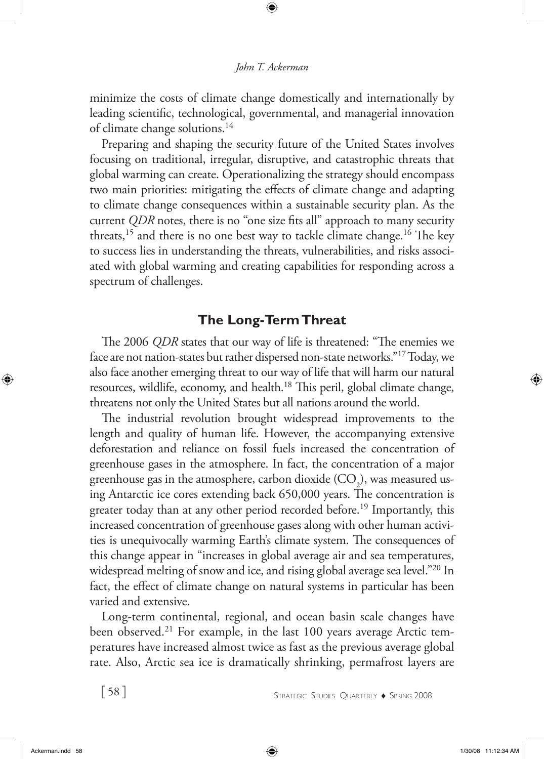minimize the costs of climate change domestically and internationally by leading scientific, technological, governmental, and managerial innovation of climate change solutions.[14]

Preparing and shaping the security future of the United States involves focusing on traditional, irregular, disruptive, and catastrophic threats that global warming can create. Operationalizing the strategy should encompass two main priorities: mitigating the effects of climate change and adapting to climate change consequences within a sustainable security plan. As the current *QDR* notes, there is no "one size fits all" approach to many security threats,[15] and there is no one best way to tackle climate change.[16] The key to success lies in understanding the threats, vulnerabilities, and risks associated with global warming and creating capabilities for responding across a spectrum of challenges.

## The Long-Term Threat

The 2006 *QDR* states that our way of life is threatened: "The enemies we face are not nation-states but rather dispersed non-state networks."[17] Today, we also face another emerging threat to our way of life that will harm our natural resources, wildlife, economy, and health.[18] This peril, global climate change, threatens not only the United States but all nations around the world.

The industrial revolution brought widespread improvements to the length and quality of human life. However, the accompanying extensive deforestation and reliance on fossil fuels increased the concentration of greenhouse gases in the atmosphere. In fact, the concentration of a major greenhouse gas in the atmosphere, carbon dioxide ($CO_2$), was measured using Antarctic ice cores extending back 650,000 years. The concentration is greater today than at any other period recorded before.[19] Importantly, this increased concentration of greenhouse gases along with other human activities is unequivocally warming Earth's climate system. The consequences of this change appear in "increases in global average air and sea temperatures, widespread melting of snow and ice, and rising global average sea level."[20] In fact, the effect of climate change on natural systems in particular has been varied and extensive.

Long-term continental, regional, and ocean basin scale changes have been observed.[21] For example, in the last 100 years average Arctic temperatures have increased almost twice as fast as the previous average global rate. Also, Arctic sea ice is dramatically shrinking, permafrost layers are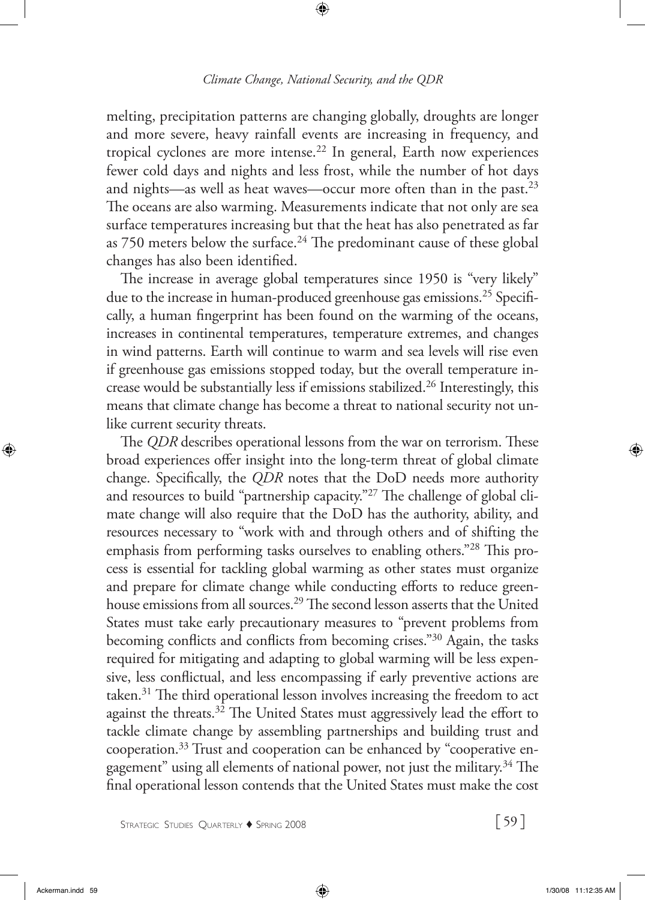melting, precipitation patterns are changing globally, droughts are longer and more severe, heavy rainfall events are increasing in frequency, and tropical cyclones are more intense.[22] In general, Earth now experiences fewer cold days and nights and less frost, while the number of hot days and nights—as well as heat waves—occur more often than in the past.[23] The oceans are also warming. Measurements indicate that not only are sea surface temperatures increasing but that the heat has also penetrated as far as 750 meters below the surface.[24] The predominant cause of these global changes has also been identified.

The increase in average global temperatures since 1950 is "very likely" due to the increase in human-produced greenhouse gas emissions.[25] Specifically, a human fingerprint has been found on the warming of the oceans, increases in continental temperatures, temperature extremes, and changes in wind patterns. Earth will continue to warm and sea levels will rise even if greenhouse gas emissions stopped today, but the overall temperature increase would be substantially less if emissions stabilized.[26] Interestingly, this means that climate change has become a threat to national security not unlike current security threats.

The *QDR* describes operational lessons from the war on terrorism. These broad experiences offer insight into the long-term threat of global climate change. Specifically, the *QDR* notes that the DoD needs more authority and resources to build "partnership capacity."[27] The challenge of global climate change will also require that the DoD has the authority, ability, and resources necessary to "work with and through others and of shifting the emphasis from performing tasks ourselves to enabling others."[28] This process is essential for tackling global warming as other states must organize and prepare for climate change while conducting efforts to reduce greenhouse emissions from all sources.[29] The second lesson asserts that the United States must take early precautionary measures to "prevent problems from becoming conflicts and conflicts from becoming crises."[30] Again, the tasks required for mitigating and adapting to global warming will be less expensive, less conflictual, and less encompassing if early preventive actions are taken.[31] The third operational lesson involves increasing the freedom to act against the threats.[32] The United States must aggressively lead the effort to tackle climate change by assembling partnerships and building trust and cooperation.[33] Trust and cooperation can be enhanced by "cooperative engagement" using all elements of national power, not just the military.[34] The final operational lesson contends that the United States must make the cost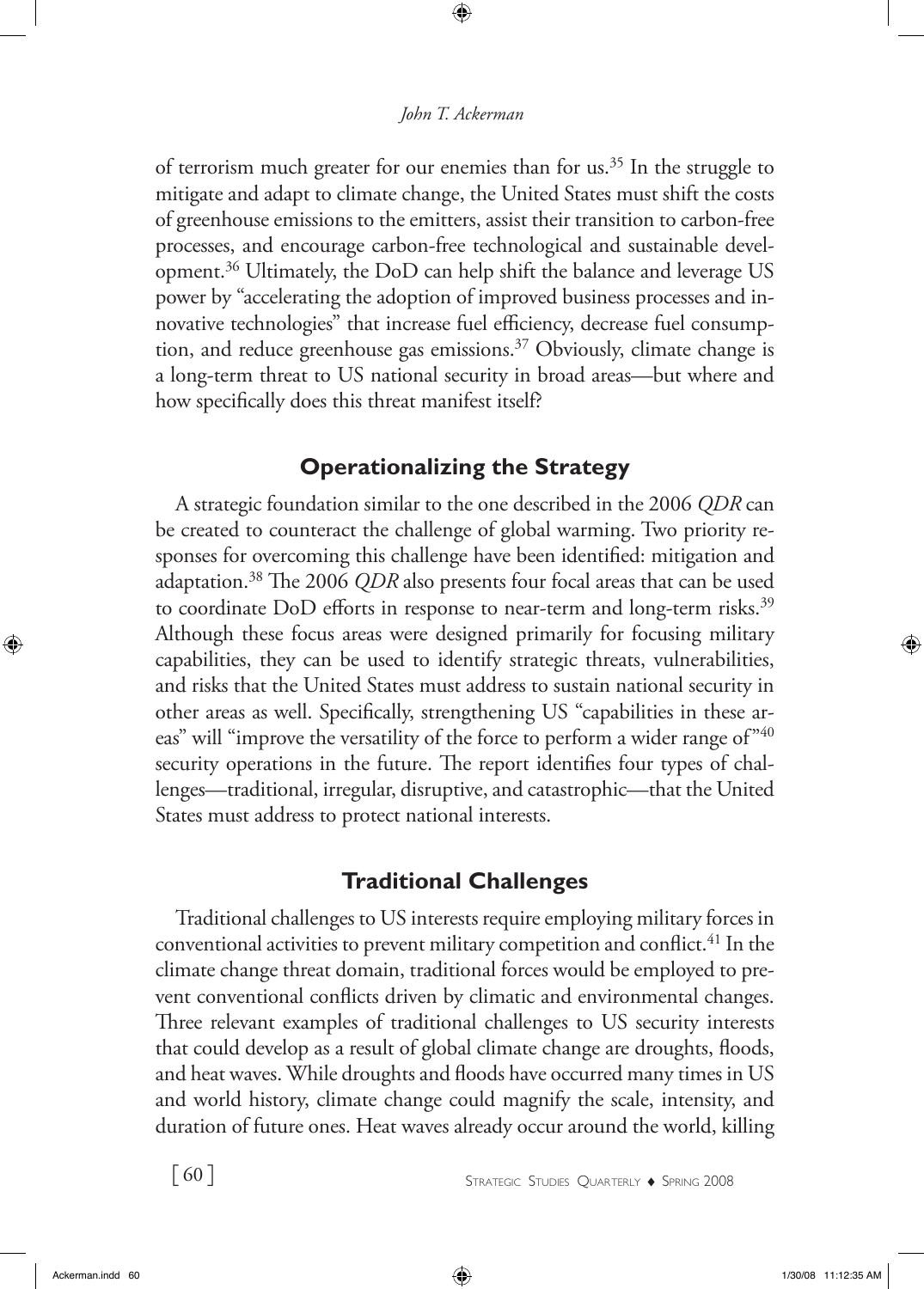of terrorism much greater for our enemies than for us.[35] In the struggle to mitigate and adapt to climate change, the United States must shift the costs of greenhouse emissions to the emitters, assist their transition to carbon-free processes, and encourage carbon-free technological and sustainable development.[36] Ultimately, the DoD can help shift the balance and leverage US power by "accelerating the adoption of improved business processes and innovative technologies" that increase fuel efficiency, decrease fuel consumption, and reduce greenhouse gas emissions.[37] Obviously, climate change is a long-term threat to US national security in broad areas—but where and how specifically does this threat manifest itself?

## Operationalizing the Strategy

A strategic foundation similar to the one described in the 2006 *QDR* can be created to counteract the challenge of global warming. Two priority responses for overcoming this challenge have been identified: mitigation and adaptation.[38] The 2006 *QDR* also presents four focal areas that can be used to coordinate DoD efforts in response to near-term and long-term risks.[39] Although these focus areas were designed primarily for focusing military capabilities, they can be used to identify strategic threats, vulnerabilities, and risks that the United States must address to sustain national security in other areas as well. Specifically, strengthening US "capabilities in these areas" will "improve the versatility of the force to perform a wider range of"[40] security operations in the future. The report identifies four types of challenges—traditional, irregular, disruptive, and catastrophic—that the United States must address to protect national interests.

## Traditional Challenges

Traditional challenges to US interests require employing military forces in conventional activities to prevent military competition and conflict.[41] In the climate change threat domain, traditional forces would be employed to prevent conventional conflicts driven by climatic and environmental changes. Three relevant examples of traditional challenges to US security interests that could develop as a result of global climate change are droughts, floods, and heat waves. While droughts and floods have occurred many times in US and world history, climate change could magnify the scale, intensity, and duration of future ones. Heat waves already occur around the world, killing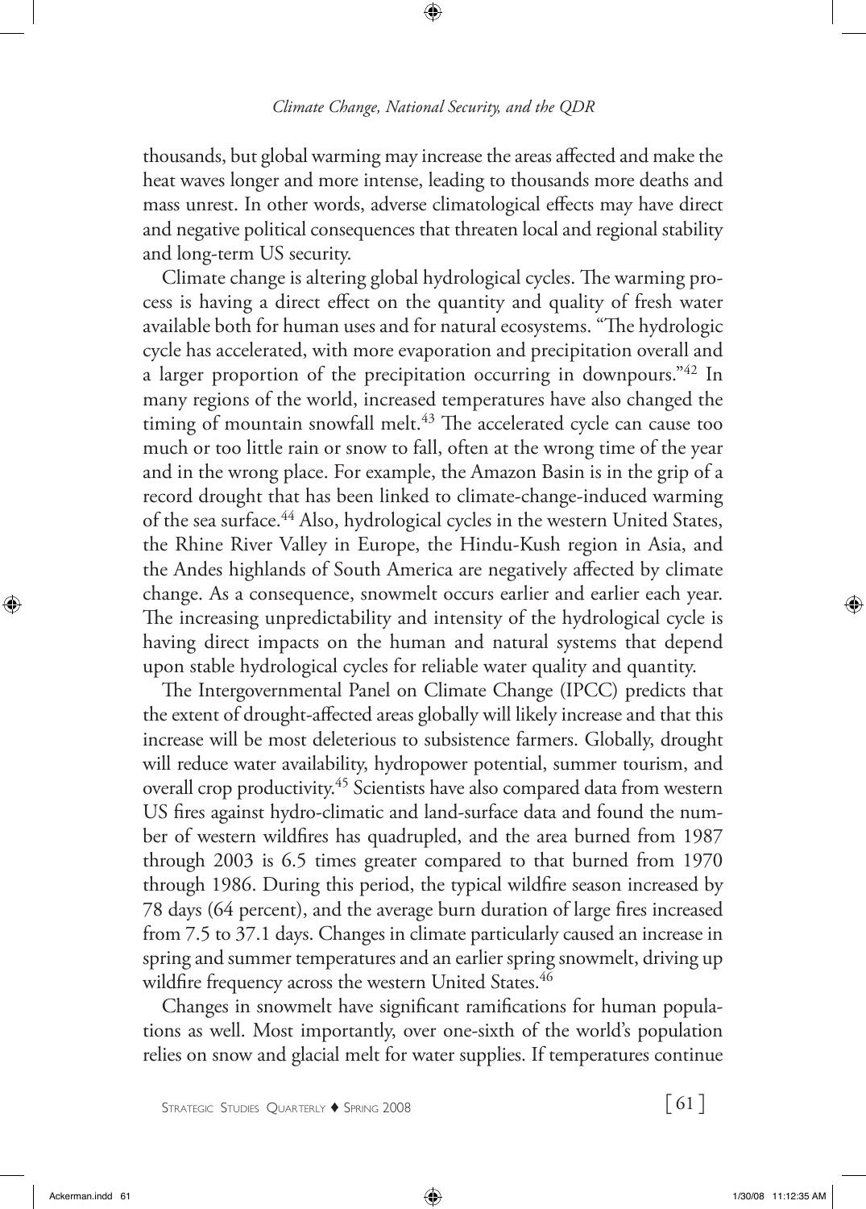thousands, but global warming may increase the areas affected and make the heat waves longer and more intense, leading to thousands more deaths and mass unrest. In other words, adverse climatological effects may have direct and negative political consequences that threaten local and regional stability and long-term US security.

Climate change is altering global hydrological cycles. The warming process is having a direct effect on the quantity and quality of fresh water available both for human uses and for natural ecosystems. "The hydrologic cycle has accelerated, with more evaporation and precipitation overall and a larger proportion of the precipitation occurring in downpours."[42] In many regions of the world, increased temperatures have also changed the timing of mountain snowfall melt.[43] The accelerated cycle can cause too much or too little rain or snow to fall, often at the wrong time of the year and in the wrong place. For example, the Amazon Basin is in the grip of a record drought that has been linked to climate-change-induced warming of the sea surface.[44] Also, hydrological cycles in the western United States, the Rhine River Valley in Europe, the Hindu-Kush region in Asia, and the Andes highlands of South America are negatively affected by climate change. As a consequence, snowmelt occurs earlier and earlier each year. The increasing unpredictability and intensity of the hydrological cycle is having direct impacts on the human and natural systems that depend upon stable hydrological cycles for reliable water quality and quantity.

The Intergovernmental Panel on Climate Change (IPCC) predicts that the extent of drought-affected areas globally will likely increase and that this increase will be most deleterious to subsistence farmers. Globally, drought will reduce water availability, hydropower potential, summer tourism, and overall crop productivity.[45] Scientists have also compared data from western US fires against hydro-climatic and land-surface data and found the number of western wildfires has quadrupled, and the area burned from 1987 through 2003 is 6.5 times greater compared to that burned from 1970 through 1986. During this period, the typical wildfire season increased by 78 days (64 percent), and the average burn duration of large fires increased from 7.5 to 37.1 days. Changes in climate particularly caused an increase in spring and summer temperatures and an earlier spring snowmelt, driving up wildfire frequency across the western United States.[46]

Changes in snowmelt have significant ramifications for human populations as well. Most importantly, over one-sixth of the world's population relies on snow and glacial melt for water supplies. If temperatures continue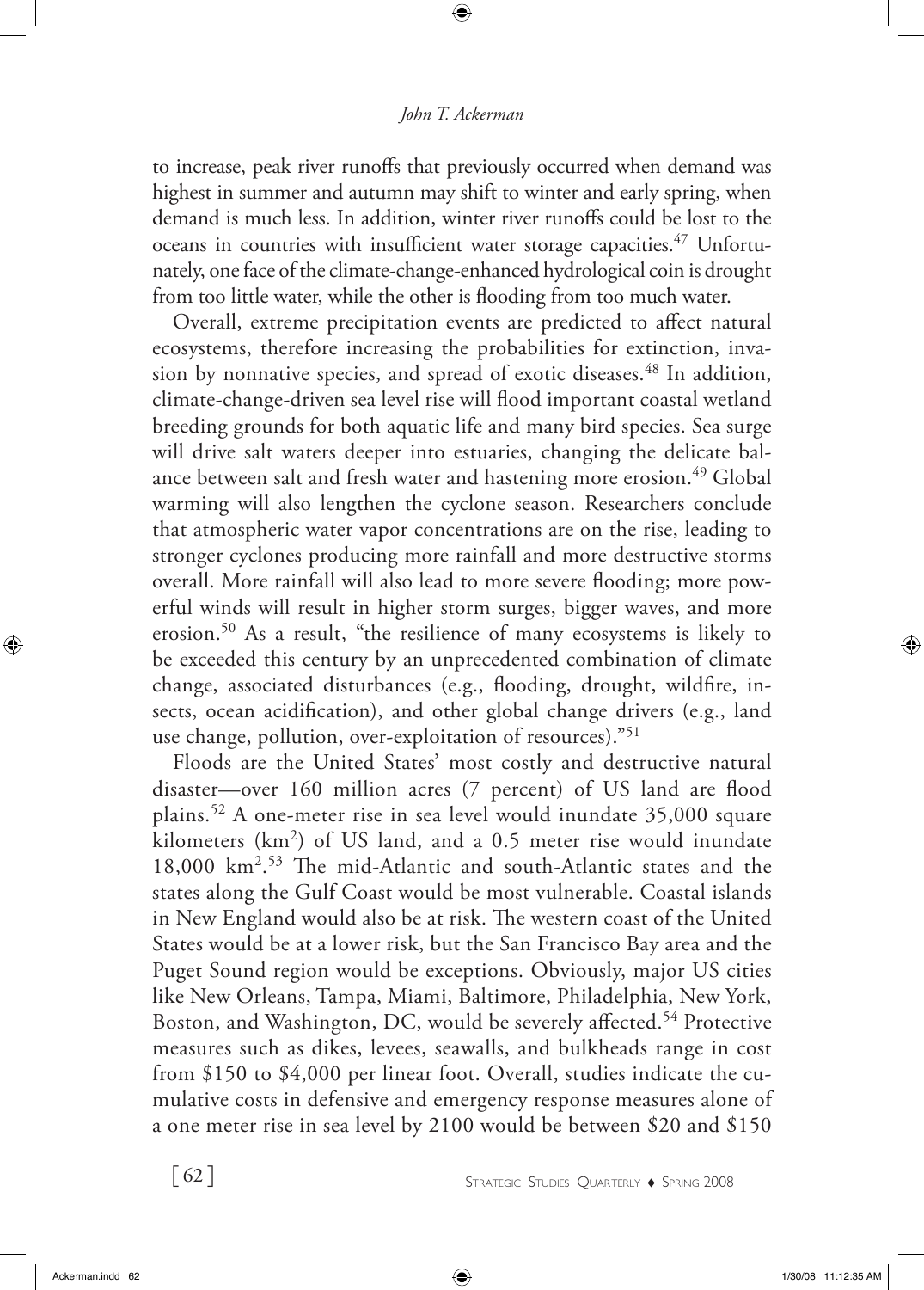to increase, peak river runoffs that previously occurred when demand was highest in summer and autumn may shift to winter and early spring, when demand is much less. In addition, winter river runoffs could be lost to the oceans in countries with insufficient water storage capacities.[47] Unfortunately, one face of the climate-change-enhanced hydrological coin is drought from too little water, while the other is flooding from too much water.

Overall, extreme precipitation events are predicted to affect natural ecosystems, therefore increasing the probabilities for extinction, invasion by nonnative species, and spread of exotic diseases.[48] In addition, climate-change-driven sea level rise will flood important coastal wetland breeding grounds for both aquatic life and many bird species. Sea surge will drive salt waters deeper into estuaries, changing the delicate balance between salt and fresh water and hastening more erosion.[49] Global warming will also lengthen the cyclone season. Researchers conclude that atmospheric water vapor concentrations are on the rise, leading to stronger cyclones producing more rainfall and more destructive storms overall. More rainfall will also lead to more severe flooding; more powerful winds will result in higher storm surges, bigger waves, and more erosion.[50] As a result, "the resilience of many ecosystems is likely to be exceeded this century by an unprecedented combination of climate change, associated disturbances (e.g., flooding, drought, wildfire, insects, ocean acidification), and other global change drivers (e.g., land use change, pollution, over-exploitation of resources)."[51]

Floods are the United States' most costly and destructive natural disaster—over 160 million acres (7 percent) of US land are flood plains.[52] A one-meter rise in sea level would inundate 35,000 square kilometers (km$^2$) of US land, and a 0.5 meter rise would inundate 18,000 km$^2$.[53] The mid-Atlantic and south-Atlantic states and the states along the Gulf Coast would be most vulnerable. Coastal islands in New England would also be at risk. The western coast of the United States would be at a lower risk, but the San Francisco Bay area and the Puget Sound region would be exceptions. Obviously, major US cities like New Orleans, Tampa, Miami, Baltimore, Philadelphia, New York, Boston, and Washington, DC, would be severely affected.[54] Protective measures such as dikes, levees, seawalls, and bulkheads range in cost from $150 to $4,000 per linear foot. Overall, studies indicate the cumulative costs in defensive and emergency response measures alone of a one meter rise in sea level by 2100 would be between $20 and $150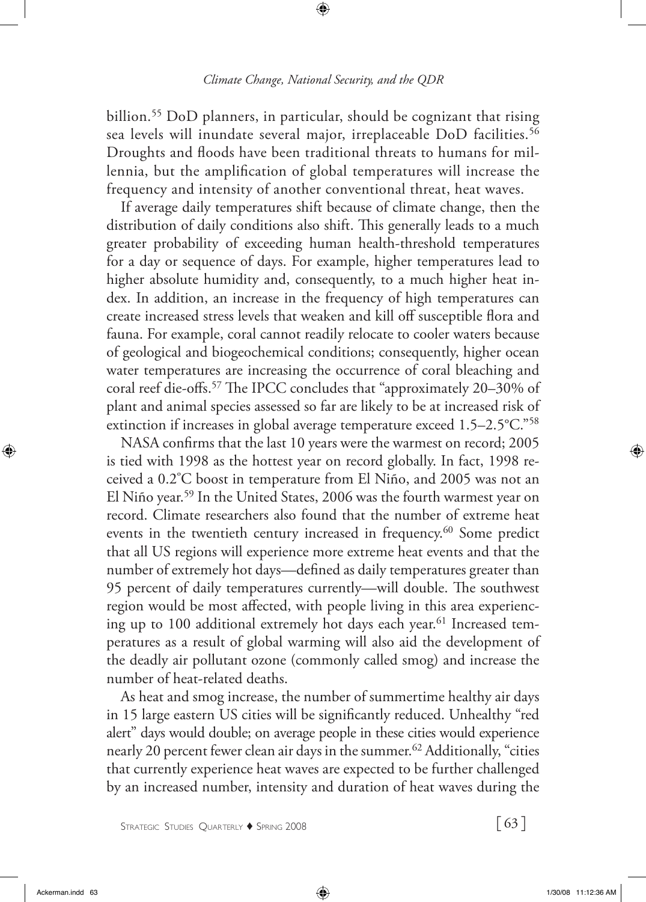billion.[55] DoD planners, in particular, should be cognizant that rising sea levels will inundate several major, irreplaceable DoD facilities.[56] Droughts and floods have been traditional threats to humans for millennia, but the amplification of global temperatures will increase the frequency and intensity of another conventional threat, heat waves.

If average daily temperatures shift because of climate change, then the distribution of daily conditions also shift. This generally leads to a much greater probability of exceeding human health-threshold temperatures for a day or sequence of days. For example, higher temperatures lead to higher absolute humidity and, consequently, to a much higher heat index. In addition, an increase in the frequency of high temperatures can create increased stress levels that weaken and kill off susceptible flora and fauna. For example, coral cannot readily relocate to cooler waters because of geological and biogeochemical conditions; consequently, higher ocean water temperatures are increasing the occurrence of coral bleaching and coral reef die-offs.[57] The IPCC concludes that "approximately 20–30% of plant and animal species assessed so far are likely to be at increased risk of extinction if increases in global average temperature exceed 1.5–2.5°C."[58]

NASA confirms that the last 10 years were the warmest on record; 2005 is tied with 1998 as the hottest year on record globally. In fact, 1998 received a 0.2°C boost in temperature from El Niño, and 2005 was not an El Niño year.[59] In the United States, 2006 was the fourth warmest year on record. Climate researchers also found that the number of extreme heat events in the twentieth century increased in frequency.[60] Some predict that all US regions will experience more extreme heat events and that the number of extremely hot days—defined as daily temperatures greater than 95 percent of daily temperatures currently—will double. The southwest region would be most affected, with people living in this area experiencing up to 100 additional extremely hot days each year.[61] Increased temperatures as a result of global warming will also aid the development of the deadly air pollutant ozone (commonly called smog) and increase the number of heat-related deaths.

As heat and smog increase, the number of summertime healthy air days in 15 large eastern US cities will be significantly reduced. Unhealthy "red alert" days would double; on average people in these cities would experience nearly 20 percent fewer clean air days in the summer.[62] Additionally, "cities that currently experience heat waves are expected to be further challenged by an increased number, intensity and duration of heat waves during the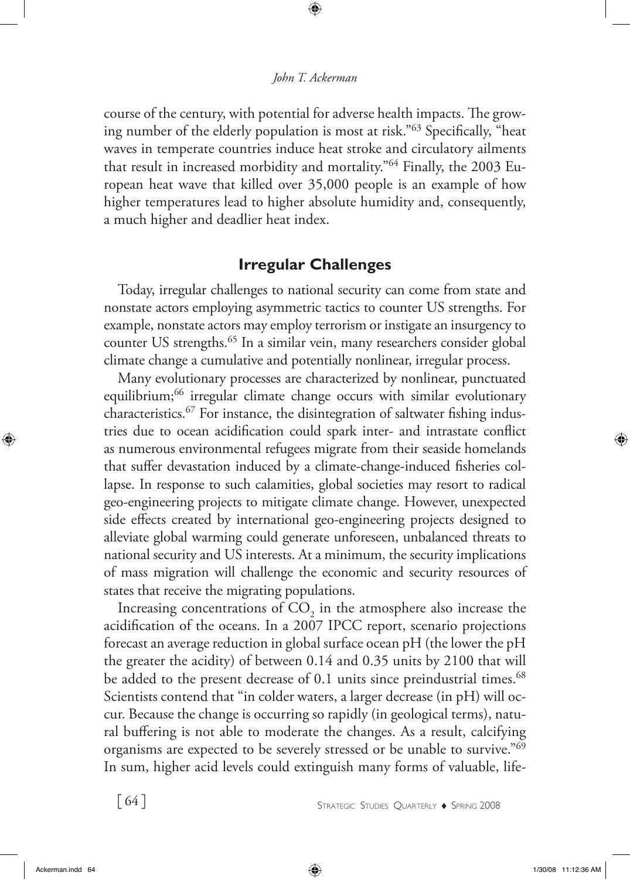course of the century, with potential for adverse health impacts. The growing number of the elderly population is most at risk."[63] Specifically, "heat waves in temperate countries induce heat stroke and circulatory ailments that result in increased morbidity and mortality."[64] Finally, the 2003 European heat wave that killed over 35,000 people is an example of how higher temperatures lead to higher absolute humidity and, consequently, a much higher and deadlier heat index.

## Irregular Challenges

Today, irregular challenges to national security can come from state and nonstate actors employing asymmetric tactics to counter US strengths. For example, nonstate actors may employ terrorism or instigate an insurgency to counter US strengths.[65] In a similar vein, many researchers consider global climate change a cumulative and potentially nonlinear, irregular process.

Many evolutionary processes are characterized by nonlinear, punctuated equilibrium;[66] irregular climate change occurs with similar evolutionary characteristics.[67] For instance, the disintegration of saltwater fishing industries due to ocean acidification could spark inter- and intrastate conflict as numerous environmental refugees migrate from their seaside homelands that suffer devastation induced by a climate-change-induced fisheries collapse. In response to such calamities, global societies may resort to radical geo-engineering projects to mitigate climate change. However, unexpected side effects created by international geo-engineering projects designed to alleviate global warming could generate unforeseen, unbalanced threats to national security and US interests. At a minimum, the security implications of mass migration will challenge the economic and security resources of states that receive the migrating populations.

Increasing concentrations of $CO_2$ in the atmosphere also increase the acidification of the oceans. In a 2007 IPCC report, scenario projections forecast an average reduction in global surface ocean pH (the lower the pH the greater the acidity) of between 0.14 and 0.35 units by 2100 that will be added to the present decrease of 0.1 units since preindustrial times.[68] Scientists contend that "in colder waters, a larger decrease (in pH) will occur. Because the change is occurring so rapidly (in geological terms), natural buffering is not able to moderate the changes. As a result, calcifying organisms are expected to be severely stressed or be unable to survive."[69] In sum, higher acid levels could extinguish many forms of valuable, life-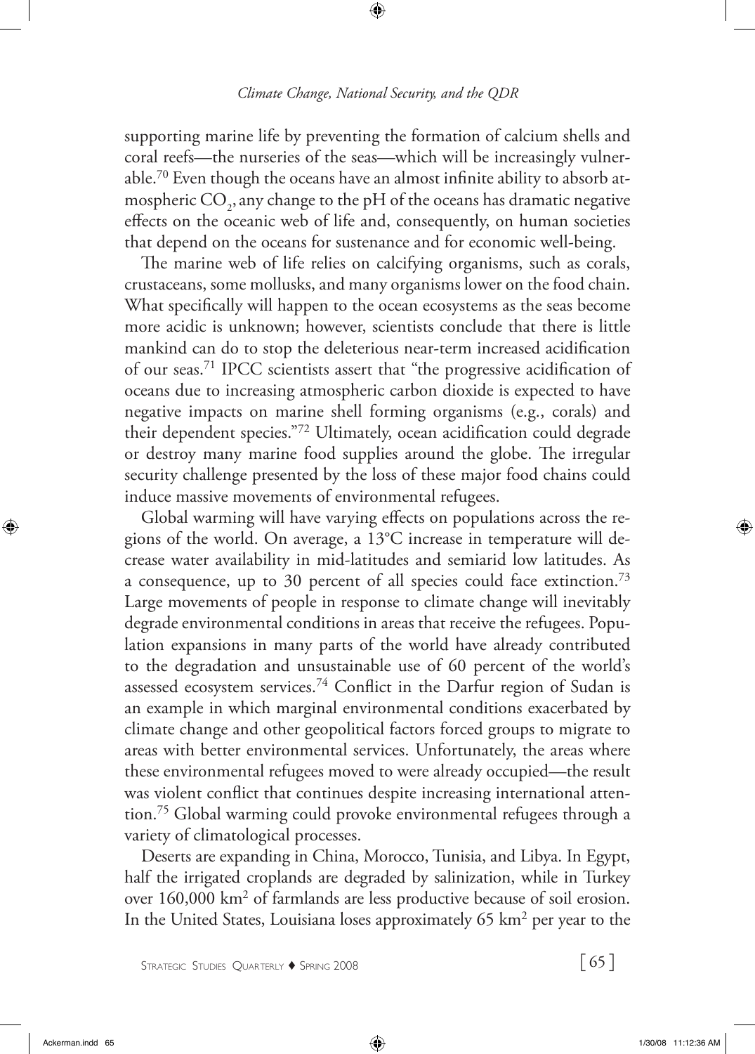supporting marine life by preventing the formation of calcium shells and coral reefs—the nurseries of the seas—which will be increasingly vulnerable.[70] Even though the oceans have an almost infinite ability to absorb atmospheric $CO_2$, any change to the pH of the oceans has dramatic negative effects on the oceanic web of life and, consequently, on human societies that depend on the oceans for sustenance and for economic well-being.

The marine web of life relies on calcifying organisms, such as corals, crustaceans, some mollusks, and many organisms lower on the food chain. What specifically will happen to the ocean ecosystems as the seas become more acidic is unknown; however, scientists conclude that there is little mankind can do to stop the deleterious near-term increased acidification of our seas.[71] IPCC scientists assert that "the progressive acidification of oceans due to increasing atmospheric carbon dioxide is expected to have negative impacts on marine shell forming organisms (e.g., corals) and their dependent species."[72] Ultimately, ocean acidification could degrade or destroy many marine food supplies around the globe. The irregular security challenge presented by the loss of these major food chains could induce massive movements of environmental refugees.

Global warming will have varying effects on populations across the regions of the world. On average, a 13°C increase in temperature will decrease water availability in mid-latitudes and semiarid low latitudes. As a consequence, up to 30 percent of all species could face extinction.[73] Large movements of people in response to climate change will inevitably degrade environmental conditions in areas that receive the refugees. Population expansions in many parts of the world have already contributed to the degradation and unsustainable use of 60 percent of the world's assessed ecosystem services.[74] Conflict in the Darfur region of Sudan is an example in which marginal environmental conditions exacerbated by climate change and other geopolitical factors forced groups to migrate to areas with better environmental services. Unfortunately, the areas where these environmental refugees moved to were already occupied—the result was violent conflict that continues despite increasing international attention.[75] Global warming could provoke environmental refugees through a variety of climatological processes.

Deserts are expanding in China, Morocco, Tunisia, and Libya. In Egypt, half the irrigated croplands are degraded by salinization, while in Turkey over 160,000 km$^2$ of farmlands are less productive because of soil erosion. In the United States, Louisiana loses approximately 65 km$^2$ per year to the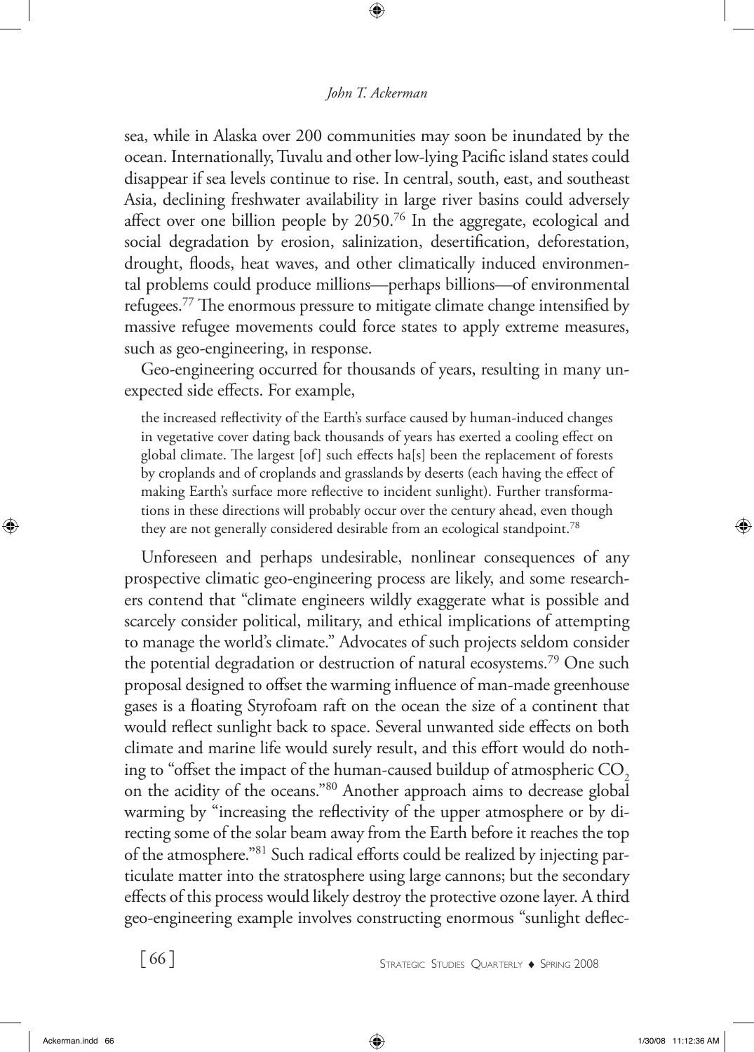sea, while in Alaska over 200 communities may soon be inundated by the ocean. Internationally, Tuvalu and other low-lying Pacific island states could disappear if sea levels continue to rise. In central, south, east, and southeast Asia, declining freshwater availability in large river basins could adversely affect over one billion people by 2050.[76] In the aggregate, ecological and social degradation by erosion, salinization, desertification, deforestation, drought, floods, heat waves, and other climatically induced environmental problems could produce millions—perhaps billions—of environmental refugees.[77] The enormous pressure to mitigate climate change intensified by massive refugee movements could force states to apply extreme measures, such as geo-engineering, in response.

Geo-engineering occurred for thousands of years, resulting in many unexpected side effects. For example,

> the increased reflectivity of the Earth's surface caused by human-induced changes in vegetative cover dating back thousands of years has exerted a cooling effect on global climate. The largest [of] such effects ha[s] been the replacement of forests by croplands and of croplands and grasslands by deserts (each having the effect of making Earth's surface more reflective to incident sunlight). Further transformations in these directions will probably occur over the century ahead, even though they are not generally considered desirable from an ecological standpoint.[78]

Unforeseen and perhaps undesirable, nonlinear consequences of any prospective climatic geo-engineering process are likely, and some researchers contend that "climate engineers wildly exaggerate what is possible and scarcely consider political, military, and ethical implications of attempting to manage the world's climate." Advocates of such projects seldom consider the potential degradation or destruction of natural ecosystems.[79] One such proposal designed to offset the warming influence of man-made greenhouse gases is a floating Styrofoam raft on the ocean the size of a continent that would reflect sunlight back to space. Several unwanted side effects on both climate and marine life would surely result, and this effort would do nothing to "offset the impact of the human-caused buildup of atmospheric $CO_2$ on the acidity of the oceans."[80] Another approach aims to decrease global warming by "increasing the reflectivity of the upper atmosphere or by directing some of the solar beam away from the Earth before it reaches the top of the atmosphere."[81] Such radical efforts could be realized by injecting particulate matter into the stratosphere using large cannons; but the secondary effects of this process would likely destroy the protective ozone layer. A third geo-engineering example involves constructing enormous "sunlight deflec-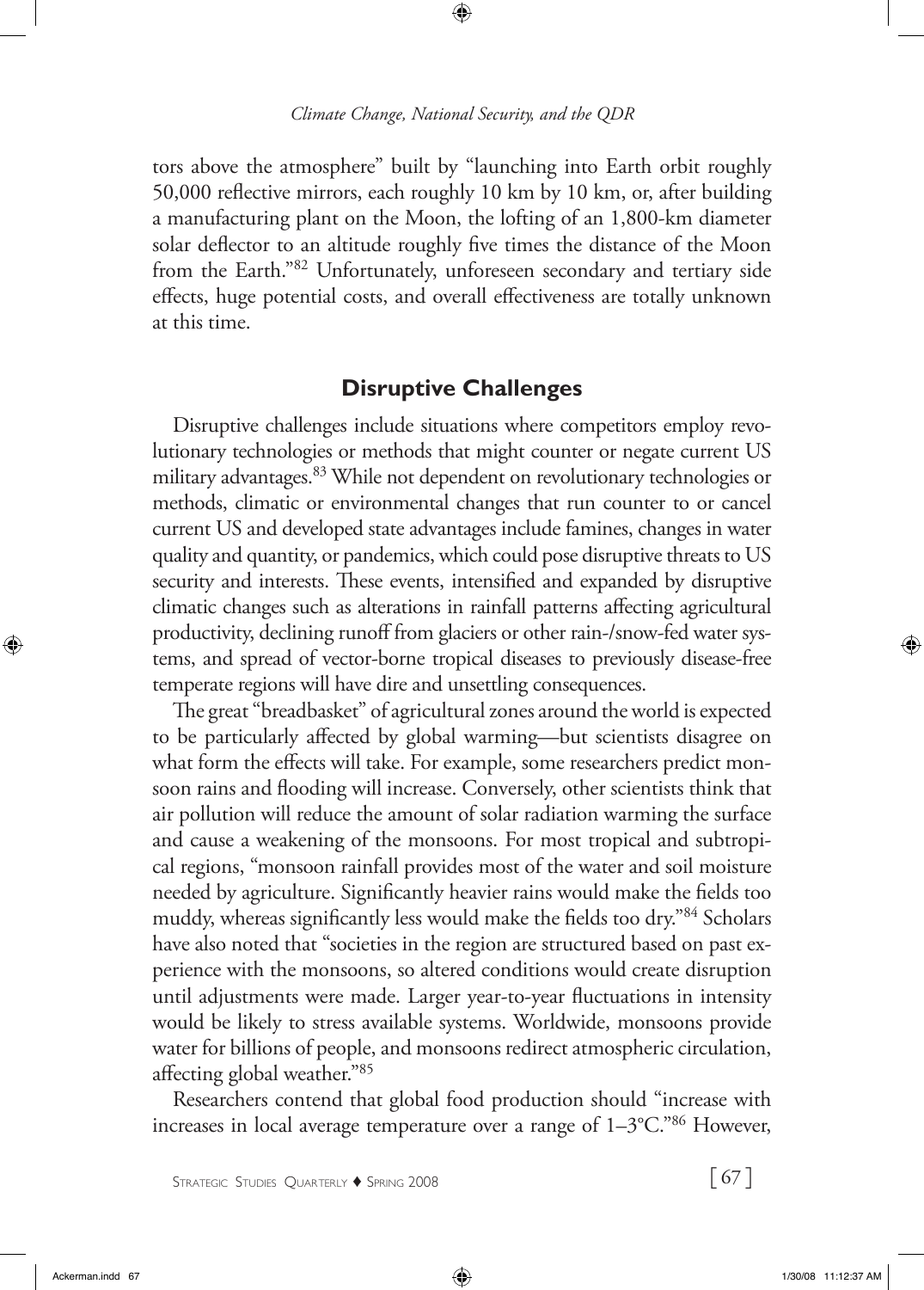tors above the atmosphere" built by "launching into Earth orbit roughly 50,000 reflective mirrors, each roughly 10 km by 10 km, or, after building a manufacturing plant on the Moon, the lofting of an 1,800-km diameter solar deflector to an altitude roughly five times the distance of the Moon from the Earth."[82] Unfortunately, unforeseen secondary and tertiary side effects, huge potential costs, and overall effectiveness are totally unknown at this time.

## Disruptive Challenges

Disruptive challenges include situations where competitors employ revolutionary technologies or methods that might counter or negate current US military advantages.[83] While not dependent on revolutionary technologies or methods, climatic or environmental changes that run counter to or cancel current US and developed state advantages include famines, changes in water quality and quantity, or pandemics, which could pose disruptive threats to US security and interests. These events, intensified and expanded by disruptive climatic changes such as alterations in rainfall patterns affecting agricultural productivity, declining runoff from glaciers or other rain-/snow-fed water systems, and spread of vector-borne tropical diseases to previously disease-free temperate regions will have dire and unsettling consequences.

The great "breadbasket" of agricultural zones around the world is expected to be particularly affected by global warming—but scientists disagree on what form the effects will take. For example, some researchers predict monsoon rains and flooding will increase. Conversely, other scientists think that air pollution will reduce the amount of solar radiation warming the surface and cause a weakening of the monsoons. For most tropical and subtropical regions, "monsoon rainfall provides most of the water and soil moisture needed by agriculture. Significantly heavier rains would make the fields too muddy, whereas significantly less would make the fields too dry."[84] Scholars have also noted that "societies in the region are structured based on past experience with the monsoons, so altered conditions would create disruption until adjustments were made. Larger year-to-year fluctuations in intensity would be likely to stress available systems. Worldwide, monsoons provide water for billions of people, and monsoons redirect atmospheric circulation, affecting global weather."[85]

Researchers contend that global food production should "increase with increases in local average temperature over a range of 1–3°C."[86] However,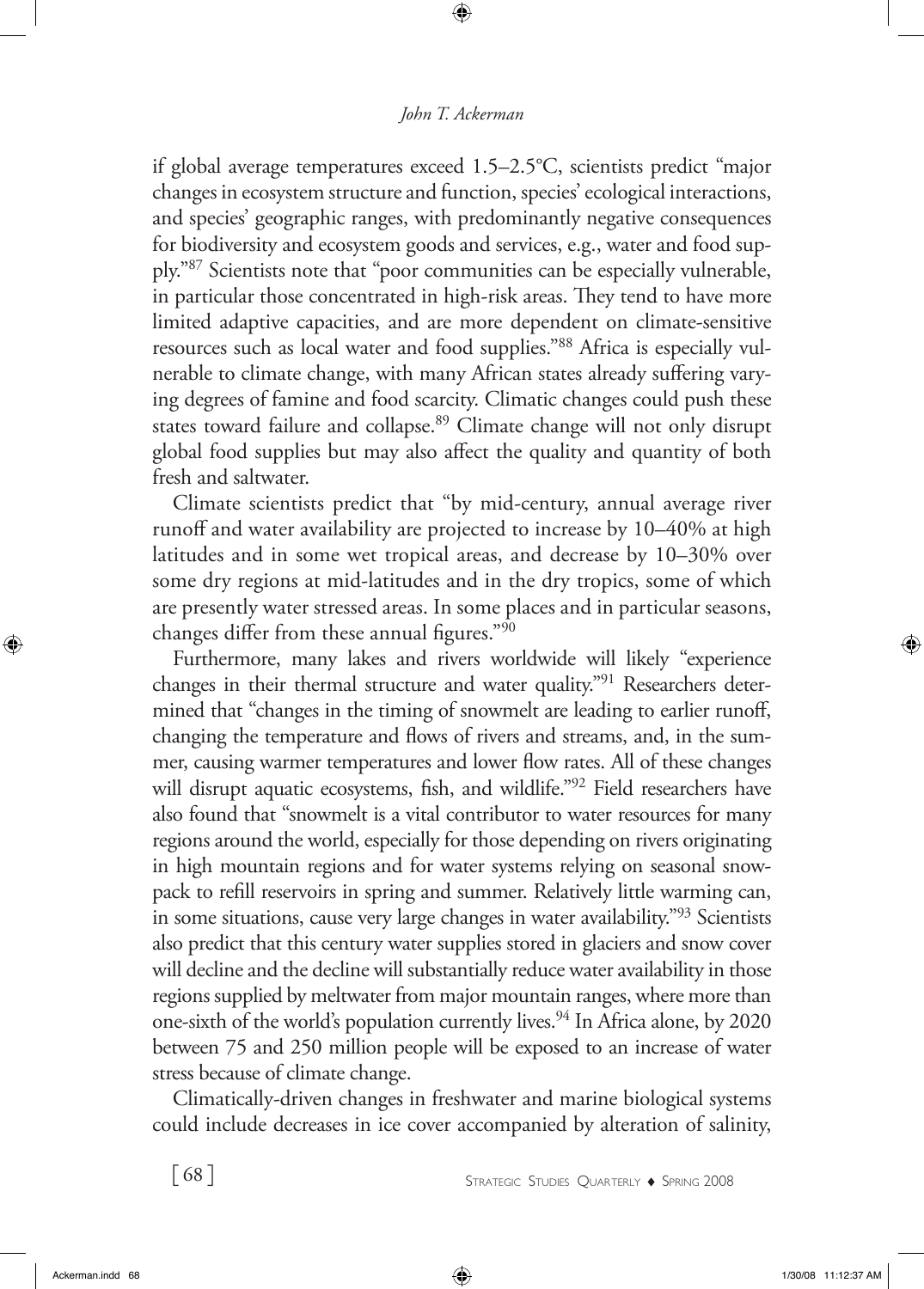if global average temperatures exceed 1.5–2.5°C, scientists predict "major changes in ecosystem structure and function, species' ecological interactions, and species' geographic ranges, with predominantly negative consequences for biodiversity and ecosystem goods and services, e.g., water and food supply."[87] Scientists note that "poor communities can be especially vulnerable, in particular those concentrated in high-risk areas. They tend to have more limited adaptive capacities, and are more dependent on climate-sensitive resources such as local water and food supplies."[88] Africa is especially vulnerable to climate change, with many African states already suffering varying degrees of famine and food scarcity. Climatic changes could push these states toward failure and collapse.[89] Climate change will not only disrupt global food supplies but may also affect the quality and quantity of both fresh and saltwater.

Climate scientists predict that "by mid-century, annual average river runoff and water availability are projected to increase by 10–40% at high latitudes and in some wet tropical areas, and decrease by 10–30% over some dry regions at mid-latitudes and in the dry tropics, some of which are presently water stressed areas. In some places and in particular seasons, changes differ from these annual figures."[90]

Furthermore, many lakes and rivers worldwide will likely "experience changes in their thermal structure and water quality."[91] Researchers determined that "changes in the timing of snowmelt are leading to earlier runoff, changing the temperature and flows of rivers and streams, and, in the summer, causing warmer temperatures and lower flow rates. All of these changes will disrupt aquatic ecosystems, fish, and wildlife."[92] Field researchers have also found that "snowmelt is a vital contributor to water resources for many regions around the world, especially for those depending on rivers originating in high mountain regions and for water systems relying on seasonal snowpack to refill reservoirs in spring and summer. Relatively little warming can, in some situations, cause very large changes in water availability."[93] Scientists also predict that this century water supplies stored in glaciers and snow cover will decline and the decline will substantially reduce water availability in those regions supplied by meltwater from major mountain ranges, where more than one-sixth of the world's population currently lives.[94] In Africa alone, by 2020 between 75 and 250 million people will be exposed to an increase of water stress because of climate change.

Climatically-driven changes in freshwater and marine biological systems could include decreases in ice cover accompanied by alteration of salinity,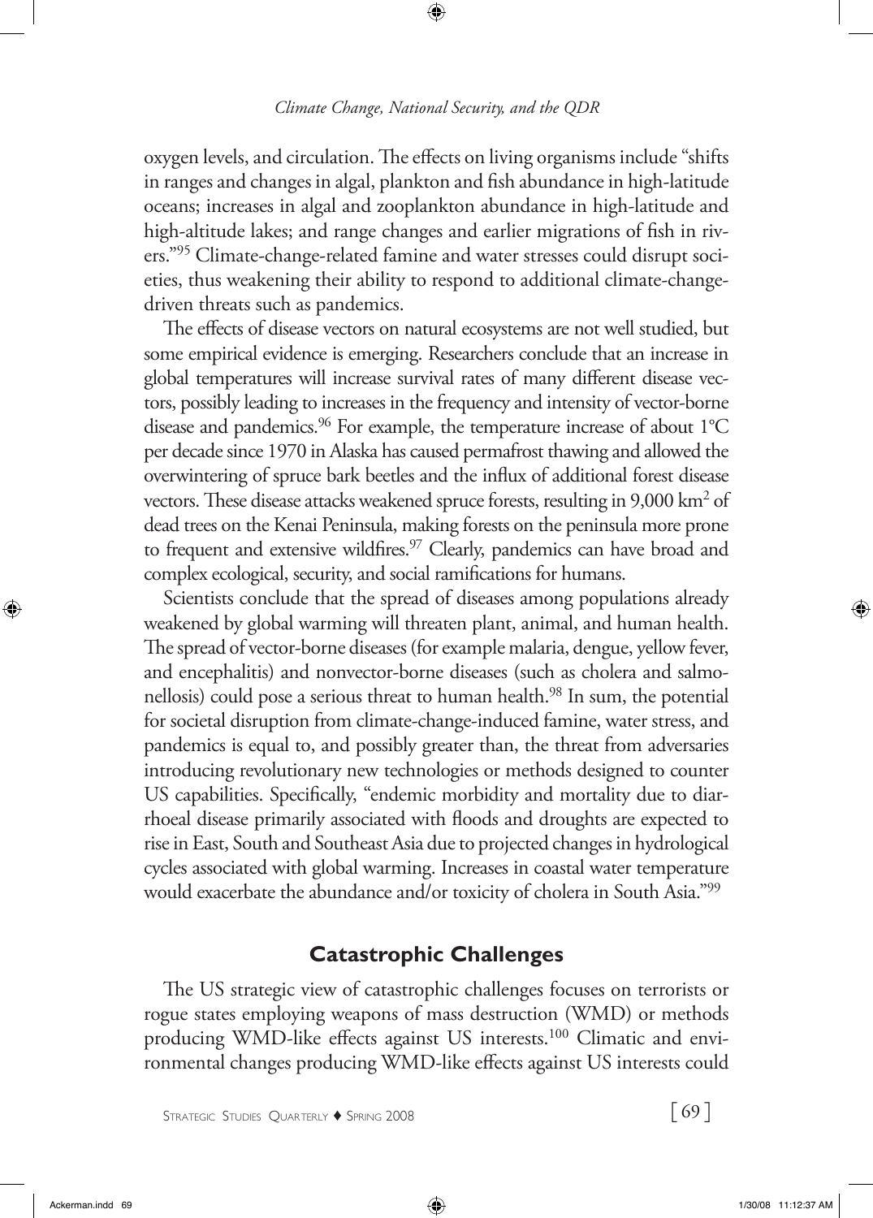oxygen levels, and circulation. The effects on living organisms include "shifts in ranges and changes in algal, plankton and fish abundance in high-latitude oceans; increases in algal and zooplankton abundance in high-latitude and high-altitude lakes; and range changes and earlier migrations of fish in rivers."[95] Climate-change-related famine and water stresses could disrupt societies, thus weakening their ability to respond to additional climate-change-driven threats such as pandemics.

The effects of disease vectors on natural ecosystems are not well studied, but some empirical evidence is emerging. Researchers conclude that an increase in global temperatures will increase survival rates of many different disease vectors, possibly leading to increases in the frequency and intensity of vector-borne disease and pandemics.[96] For example, the temperature increase of about 1°C per decade since 1970 in Alaska has caused permafrost thawing and allowed the overwintering of spruce bark beetles and the influx of additional forest disease vectors. These disease attacks weakened spruce forests, resulting in 9,000 km$^2$ of dead trees on the Kenai Peninsula, making forests on the peninsula more prone to frequent and extensive wildfires.[97] Clearly, pandemics can have broad and complex ecological, security, and social ramifications for humans.

Scientists conclude that the spread of diseases among populations already weakened by global warming will threaten plant, animal, and human health. The spread of vector-borne diseases (for example malaria, dengue, yellow fever, and encephalitis) and nonvector-borne diseases (such as cholera and salmonellosis) could pose a serious threat to human health.[98] In sum, the potential for societal disruption from climate-change-induced famine, water stress, and pandemics is equal to, and possibly greater than, the threat from adversaries introducing revolutionary new technologies or methods designed to counter US capabilities. Specifically, "endemic morbidity and mortality due to diarrhoeal disease primarily associated with floods and droughts are expected to rise in East, South and Southeast Asia due to projected changes in hydrological cycles associated with global warming. Increases in coastal water temperature would exacerbate the abundance and/or toxicity of cholera in South Asia."[99]

## Catastrophic Challenges

The US strategic view of catastrophic challenges focuses on terrorists or rogue states employing weapons of mass destruction (WMD) or methods producing WMD-like effects against US interests.[100] Climatic and environmental changes producing WMD-like effects against US interests could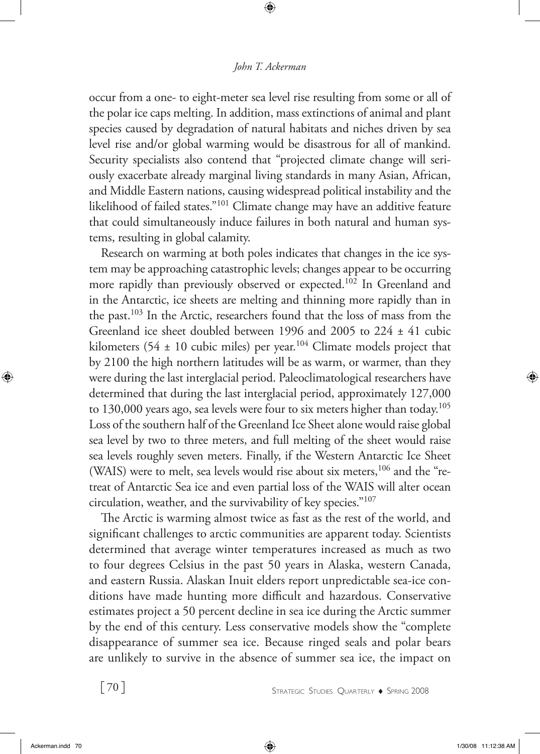occur from a one- to eight-meter sea level rise resulting from some or all of the polar ice caps melting. In addition, mass extinctions of animal and plant species caused by degradation of natural habitats and niches driven by sea level rise and/or global warming would be disastrous for all of mankind. Security specialists also contend that "projected climate change will seriously exacerbate already marginal living standards in many Asian, African, and Middle Eastern nations, causing widespread political instability and the likelihood of failed states."[101] Climate change may have an additive feature that could simultaneously induce failures in both natural and human systems, resulting in global calamity.

Research on warming at both poles indicates that changes in the ice system may be approaching catastrophic levels; changes appear to be occurring more rapidly than previously observed or expected.[102] In Greenland and in the Antarctic, ice sheets are melting and thinning more rapidly than in the past.[103] In the Arctic, researchers found that the loss of mass from the Greenland ice sheet doubled between 1996 and 2005 to 224 ± 41 cubic kilometers (54 ± 10 cubic miles) per year.[104] Climate models project that by 2100 the high northern latitudes will be as warm, or warmer, than they were during the last interglacial period. Paleoclimatological researchers have determined that during the last interglacial period, approximately 127,000 to 130,000 years ago, sea levels were four to six meters higher than today.[105] Loss of the southern half of the Greenland Ice Sheet alone would raise global sea level by two to three meters, and full melting of the sheet would raise sea levels roughly seven meters. Finally, if the Western Antarctic Ice Sheet (WAIS) were to melt, sea levels would rise about six meters,[106] and the "retreat of Antarctic Sea ice and even partial loss of the WAIS will alter ocean circulation, weather, and the survivability of key species."[107]

The Arctic is warming almost twice as fast as the rest of the world, and significant challenges to arctic communities are apparent today. Scientists determined that average winter temperatures increased as much as two to four degrees Celsius in the past 50 years in Alaska, western Canada, and eastern Russia. Alaskan Inuit elders report unpredictable sea-ice conditions have made hunting more difficult and hazardous. Conservative estimates project a 50 percent decline in sea ice during the Arctic summer by the end of this century. Less conservative models show the "complete disappearance of summer sea ice. Because ringed seals and polar bears are unlikely to survive in the absence of summer sea ice, the impact on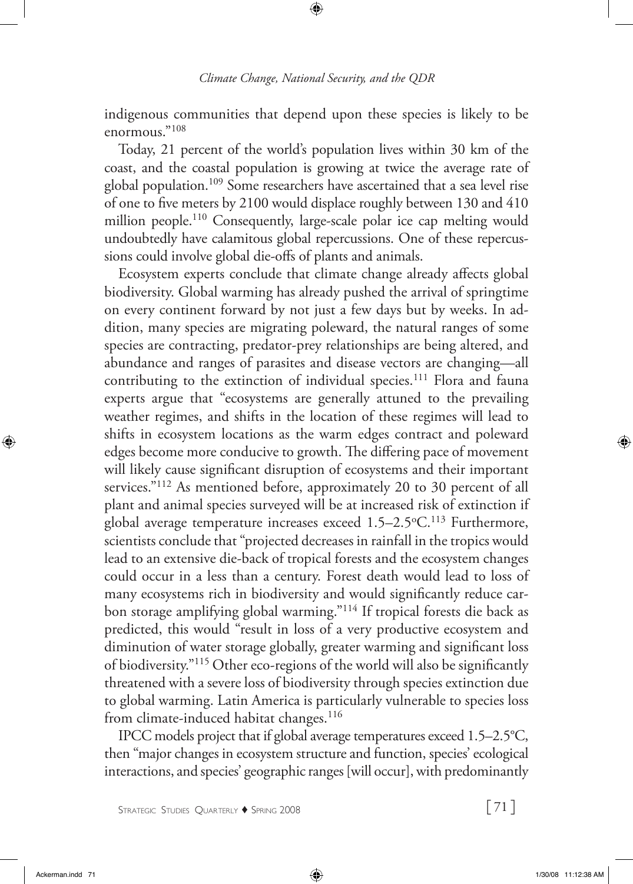indigenous communities that depend upon these species is likely to be enormous."[108]

Today, 21 percent of the world's population lives within 30 km of the coast, and the coastal population is growing at twice the average rate of global population.[109] Some researchers have ascertained that a sea level rise of one to five meters by 2100 would displace roughly between 130 and 410 million people.[110] Consequently, large-scale polar ice cap melting would undoubtedly have calamitous global repercussions. One of these repercussions could involve global die-offs of plants and animals.

Ecosystem experts conclude that climate change already affects global biodiversity. Global warming has already pushed the arrival of springtime on every continent forward by not just a few days but by weeks. In addition, many species are migrating poleward, the natural ranges of some species are contracting, predator-prey relationships are being altered, and abundance and ranges of parasites and disease vectors are changing—all contributing to the extinction of individual species.[111] Flora and fauna experts argue that "ecosystems are generally attuned to the prevailing weather regimes, and shifts in the location of these regimes will lead to shifts in ecosystem locations as the warm edges contract and poleward edges become more conducive to growth. The differing pace of movement will likely cause significant disruption of ecosystems and their important services."[112] As mentioned before, approximately 20 to 30 percent of all plant and animal species surveyed will be at increased risk of extinction if global average temperature increases exceed 1.5–2.5ºC.[113] Furthermore, scientists conclude that "projected decreases in rainfall in the tropics would lead to an extensive die-back of tropical forests and the ecosystem changes could occur in a less than a century. Forest death would lead to loss of many ecosystems rich in biodiversity and would significantly reduce carbon storage amplifying global warming."[114] If tropical forests die back as predicted, this would "result in loss of a very productive ecosystem and diminution of water storage globally, greater warming and significant loss of biodiversity."[115] Other eco-regions of the world will also be significantly threatened with a severe loss of biodiversity through species extinction due to global warming. Latin America is particularly vulnerable to species loss from climate-induced habitat changes.[116]

IPCC models project that if global average temperatures exceed 1.5–2.5ºC, then "major changes in ecosystem structure and function, species' ecological interactions, and species' geographic ranges [will occur], with predominantly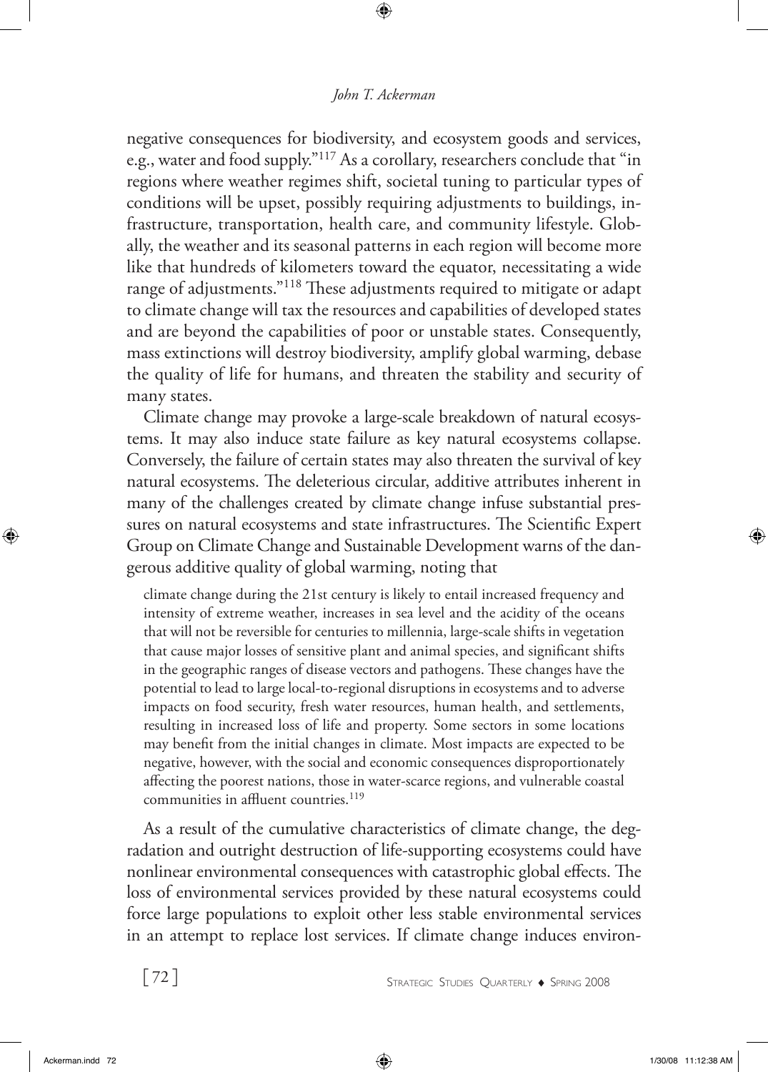negative consequences for biodiversity, and ecosystem goods and services, e.g., water and food supply."[117] As a corollary, researchers conclude that "in regions where weather regimes shift, societal tuning to particular types of conditions will be upset, possibly requiring adjustments to buildings, infrastructure, transportation, health care, and community lifestyle. Globally, the weather and its seasonal patterns in each region will become more like that hundreds of kilometers toward the equator, necessitating a wide range of adjustments."[118] These adjustments required to mitigate or adapt to climate change will tax the resources and capabilities of developed states and are beyond the capabilities of poor or unstable states. Consequently, mass extinctions will destroy biodiversity, amplify global warming, debase the quality of life for humans, and threaten the stability and security of many states.

Climate change may provoke a large-scale breakdown of natural ecosystems. It may also induce state failure as key natural ecosystems collapse. Conversely, the failure of certain states may also threaten the survival of key natural ecosystems. The deleterious circular, additive attributes inherent in many of the challenges created by climate change infuse substantial pressures on natural ecosystems and state infrastructures. The Scientific Expert Group on Climate Change and Sustainable Development warns of the dangerous additive quality of global warming, noting that

> climate change during the 21st century is likely to entail increased frequency and intensity of extreme weather, increases in sea level and the acidity of the oceans that will not be reversible for centuries to millennia, large-scale shifts in vegetation that cause major losses of sensitive plant and animal species, and significant shifts in the geographic ranges of disease vectors and pathogens. These changes have the potential to lead to large local-to-regional disruptions in ecosystems and to adverse impacts on food security, fresh water resources, human health, and settlements, resulting in increased loss of life and property. Some sectors in some locations may benefit from the initial changes in climate. Most impacts are expected to be negative, however, with the social and economic consequences disproportionately affecting the poorest nations, those in water-scarce regions, and vulnerable coastal communities in affluent countries.[119]

As a result of the cumulative characteristics of climate change, the degradation and outright destruction of life-supporting ecosystems could have nonlinear environmental consequences with catastrophic global effects. The loss of environmental services provided by these natural ecosystems could force large populations to exploit other less stable environmental services in an attempt to replace lost services. If climate change induces environ-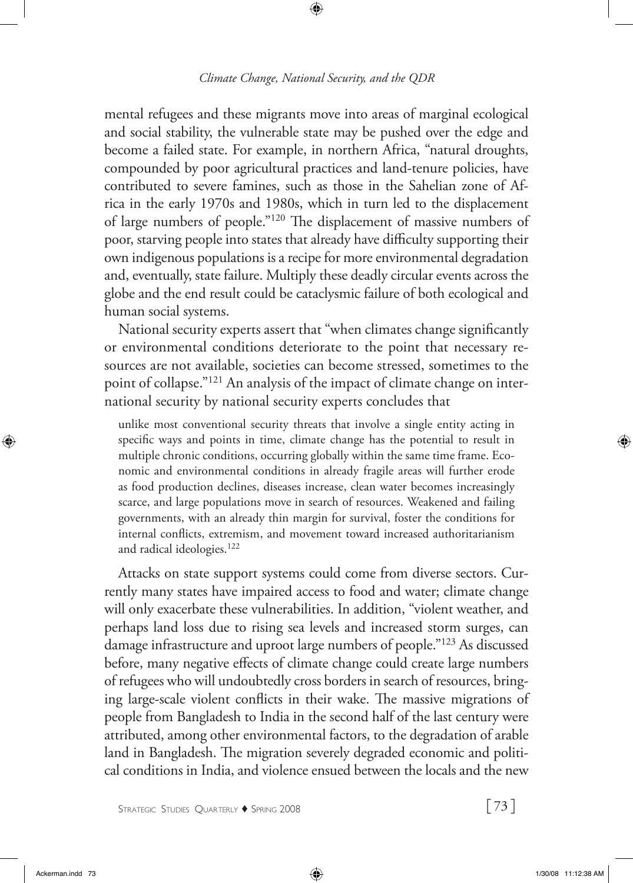mental refugees and these migrants move into areas of marginal ecological and social stability, the vulnerable state may be pushed over the edge and become a failed state. For example, in northern Africa, "natural droughts, compounded by poor agricultural practices and land-tenure policies, have contributed to severe famines, such as those in the Sahelian zone of Africa in the early 1970s and 1980s, which in turn led to the displacement of large numbers of people."[120] The displacement of massive numbers of poor, starving people into states that already have difficulty supporting their own indigenous populations is a recipe for more environmental degradation and, eventually, state failure. Multiply these deadly circular events across the globe and the end result could be cataclysmic failure of both ecological and human social systems.

National security experts assert that "when climates change significantly or environmental conditions deteriorate to the point that necessary resources are not available, societies can become stressed, sometimes to the point of collapse."[121] An analysis of the impact of climate change on international security by national security experts concludes that

> unlike most conventional security threats that involve a single entity acting in specific ways and points in time, climate change has the potential to result in multiple chronic conditions, occurring globally within the same time frame. Economic and environmental conditions in already fragile areas will further erode as food production declines, diseases increase, clean water becomes increasingly scarce, and large populations move in search of resources. Weakened and failing governments, with an already thin margin for survival, foster the conditions for internal conflicts, extremism, and movement toward increased authoritarianism and radical ideologies.[122]

Attacks on state support systems could come from diverse sectors. Currently many states have impaired access to food and water; climate change will only exacerbate these vulnerabilities. In addition, "violent weather, and perhaps land loss due to rising sea levels and increased storm surges, can damage infrastructure and uproot large numbers of people."[123] As discussed before, many negative effects of climate change could create large numbers of refugees who will undoubtedly cross borders in search of resources, bringing large-scale violent conflicts in their wake. The massive migrations of people from Bangladesh to India in the second half of the last century were attributed, among other environmental factors, to the degradation of arable land in Bangladesh. The migration severely degraded economic and political conditions in India, and violence ensued between the locals and the new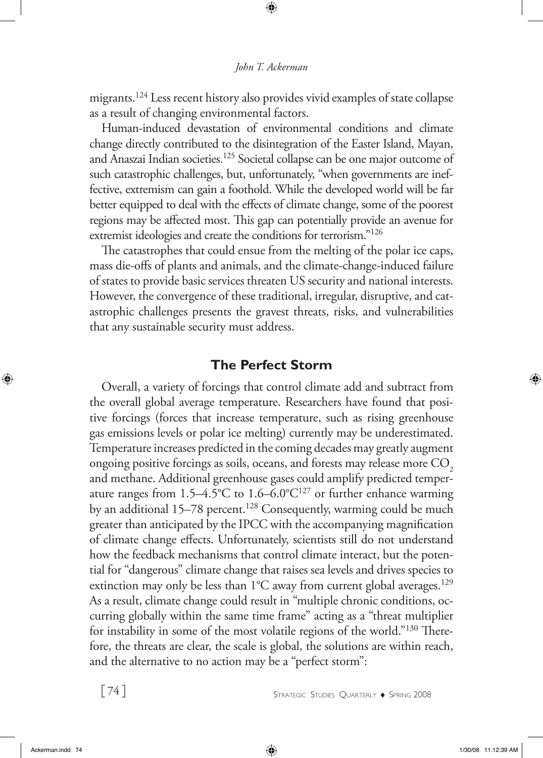migrants.[124] Less recent history also provides vivid examples of state collapse as a result of changing environmental factors.

Human-induced devastation of environmental conditions and climate change directly contributed to the disintegration of the Easter Island, Mayan, and Anaszai Indian societies.[125] Societal collapse can be one major outcome of such catastrophic challenges, but, unfortunately, "when governments are ineffective, extremism can gain a foothold. While the developed world will be far better equipped to deal with the effects of climate change, some of the poorest regions may be affected most. This gap can potentially provide an avenue for extremist ideologies and create the conditions for terrorism."[126]

The catastrophes that could ensue from the melting of the polar ice caps, mass die-offs of plants and animals, and the climate-change-induced failure of states to provide basic services threaten US security and national interests. However, the convergence of these traditional, irregular, disruptive, and catastrophic challenges presents the gravest threats, risks, and vulnerabilities that any sustainable security must address.

## The Perfect Storm

Overall, a variety of forcings that control climate add and subtract from the overall global average temperature. Researchers have found that positive forcings (forces that increase temperature, such as rising greenhouse gas emissions levels or polar ice melting) currently may be underestimated. Temperature increases predicted in the coming decades may greatly augment ongoing positive forcings as soils, oceans, and forests may release more $CO_2$ and methane. Additional greenhouse gases could amplify predicted temperature ranges from 1.5–4.5°C to 1.6–6.0°C[127] or further enhance warming by an additional 15–78 percent.[128] Consequently, warming could be much greater than anticipated by the IPCC with the accompanying magnification of climate change effects. Unfortunately, scientists still do not understand how the feedback mechanisms that control climate interact, but the potential for "dangerous" climate change that raises sea levels and drives species to extinction may only be less than 1°C away from current global averages.[129] As a result, climate change could result in "multiple chronic conditions, occurring globally within the same time frame" acting as a "threat multiplier for instability in some of the most volatile regions of the world."[130] Therefore, the threats are clear, the scale is global, the solutions are within reach, and the alternative to no action may be a "perfect storm":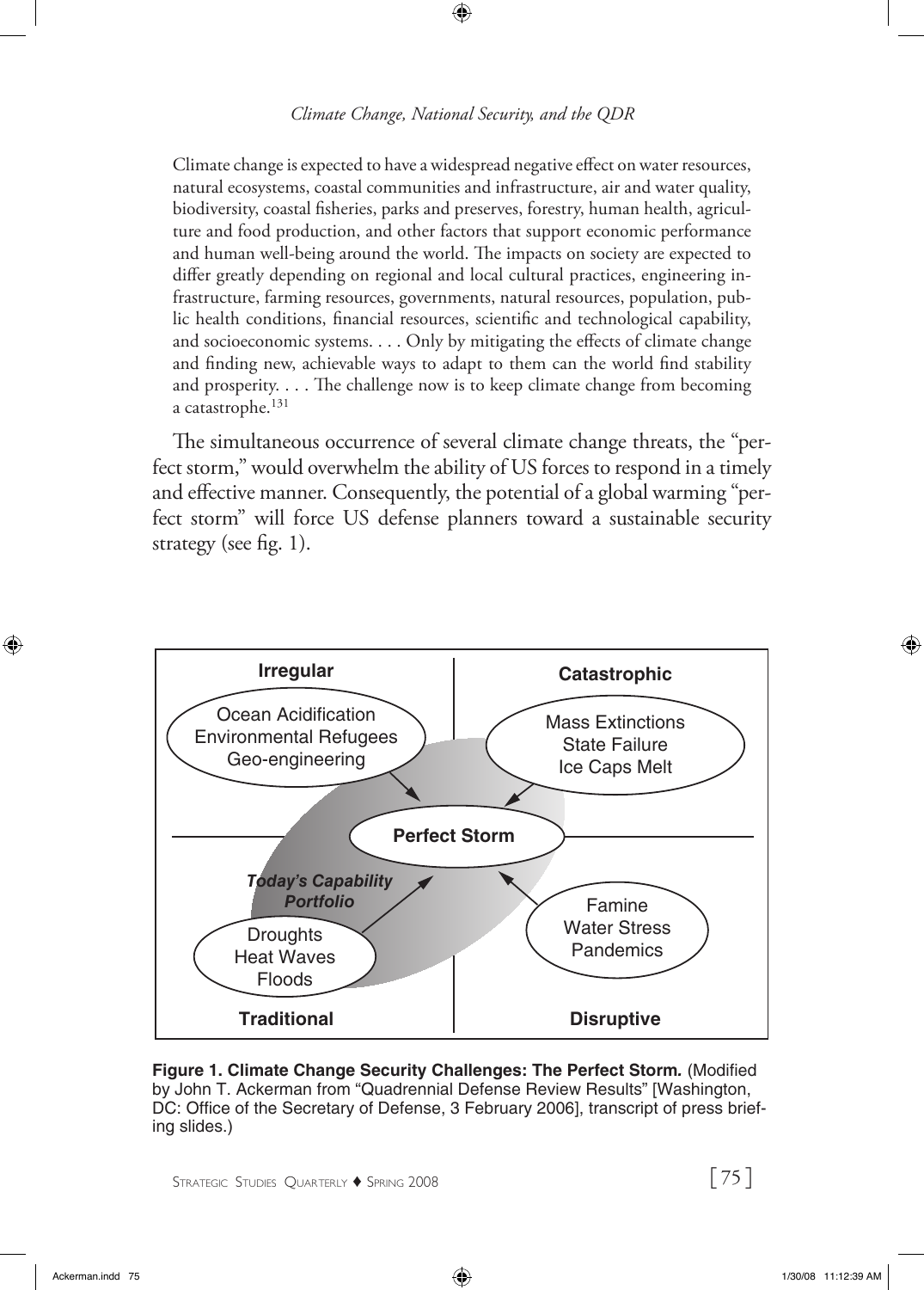> Climate change is expected to have a widespread negative effect on water resources, natural ecosystems, coastal communities and infrastructure, air and water quality, biodiversity, coastal fisheries, parks and preserves, forestry, human health, agriculture and food production, and other factors that support economic performance and human well-being around the world. The impacts on society are expected to differ greatly depending on regional and local cultural practices, engineering infrastructure, farming resources, governments, natural resources, population, public health conditions, financial resources, scientific and technological capability, and socioeconomic systems. . . . Only by mitigating the effects of climate change and finding new, achievable ways to adapt to them can the world find stability and prosperity. . . . The challenge now is to keep climate change from becoming a catastrophe.[131]

The simultaneous occurrence of several climate change threats, the "perfect storm," would overwhelm the ability of US forces to respond in a timely and effective manner. Consequently, the potential of a global warming "perfect storm" will force US defense planners toward a sustainable security strategy (see fig. 1).

**Irregular**: Ocean Acidification, Environmental Refugees, Geo-engineering

**Catastrophic**: Mass Extinctions, State Failure, Ice Caps Melt

**Perfect Storm**

*Today's Capability Portfolio*

**Traditional**: Droughts, Heat Waves, Floods

**Disruptive**: Famine, Water Stress, Pandemics

**Figure 1. Climate Change Security Challenges: The Perfect Storm.** (Modified by John T. Ackerman from "Quadrennial Defense Review Results" [Washington, DC: Office of the Secretary of Defense, 3 February 2006], transcript of press briefing slides.)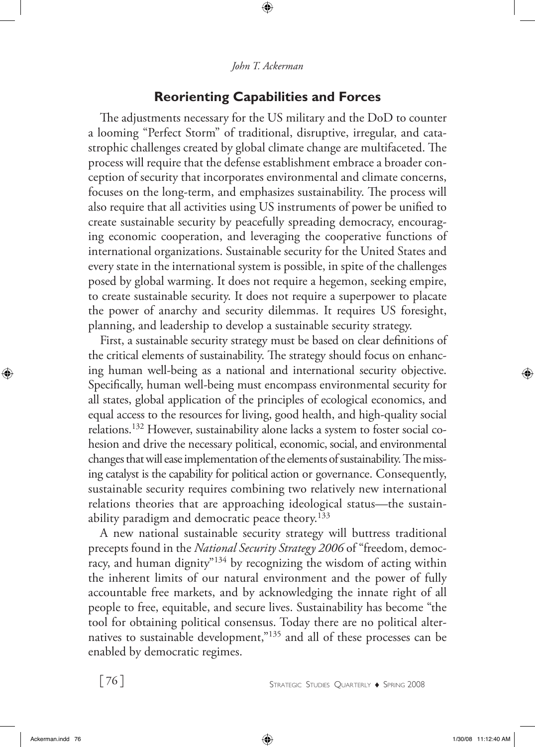## Reorienting Capabilities and Forces

The adjustments necessary for the US military and the DoD to counter a looming "Perfect Storm" of traditional, disruptive, irregular, and catastrophic challenges created by global climate change are multifaceted. The process will require that the defense establishment embrace a broader conception of security that incorporates environmental and climate concerns, focuses on the long-term, and emphasizes sustainability. The process will also require that all activities using US instruments of power be unified to create sustainable security by peacefully spreading democracy, encouraging economic cooperation, and leveraging the cooperative functions of international organizations. Sustainable security for the United States and every state in the international system is possible, in spite of the challenges posed by global warming. It does not require a hegemon, seeking empire, to create sustainable security. It does not require a superpower to placate the power of anarchy and security dilemmas. It requires US foresight, planning, and leadership to develop a sustainable security strategy.

First, a sustainable security strategy must be based on clear definitions of the critical elements of sustainability. The strategy should focus on enhancing human well-being as a national and international security objective. Specifically, human well-being must encompass environmental security for all states, global application of the principles of ecological economics, and equal access to the resources for living, good health, and high-quality social relations.[132] However, sustainability alone lacks a system to foster social cohesion and drive the necessary political, economic, social, and environmental changes that will ease implementation of the elements of sustainability. The missing catalyst is the capability for political action or governance. Consequently, sustainable security requires combining two relatively new international relations theories that are approaching ideological status—the sustainability paradigm and democratic peace theory.[133]

A new national sustainable security strategy will buttress traditional precepts found in the *National Security Strategy 2006* of "freedom, democracy, and human dignity"[134] by recognizing the wisdom of acting within the inherent limits of our natural environment and the power of fully accountable free markets, and by acknowledging the innate right of all people to free, equitable, and secure lives. Sustainability has become "the tool for obtaining political consensus. Today there are no political alternatives to sustainable development,"[135] and all of these processes can be enabled by democratic regimes.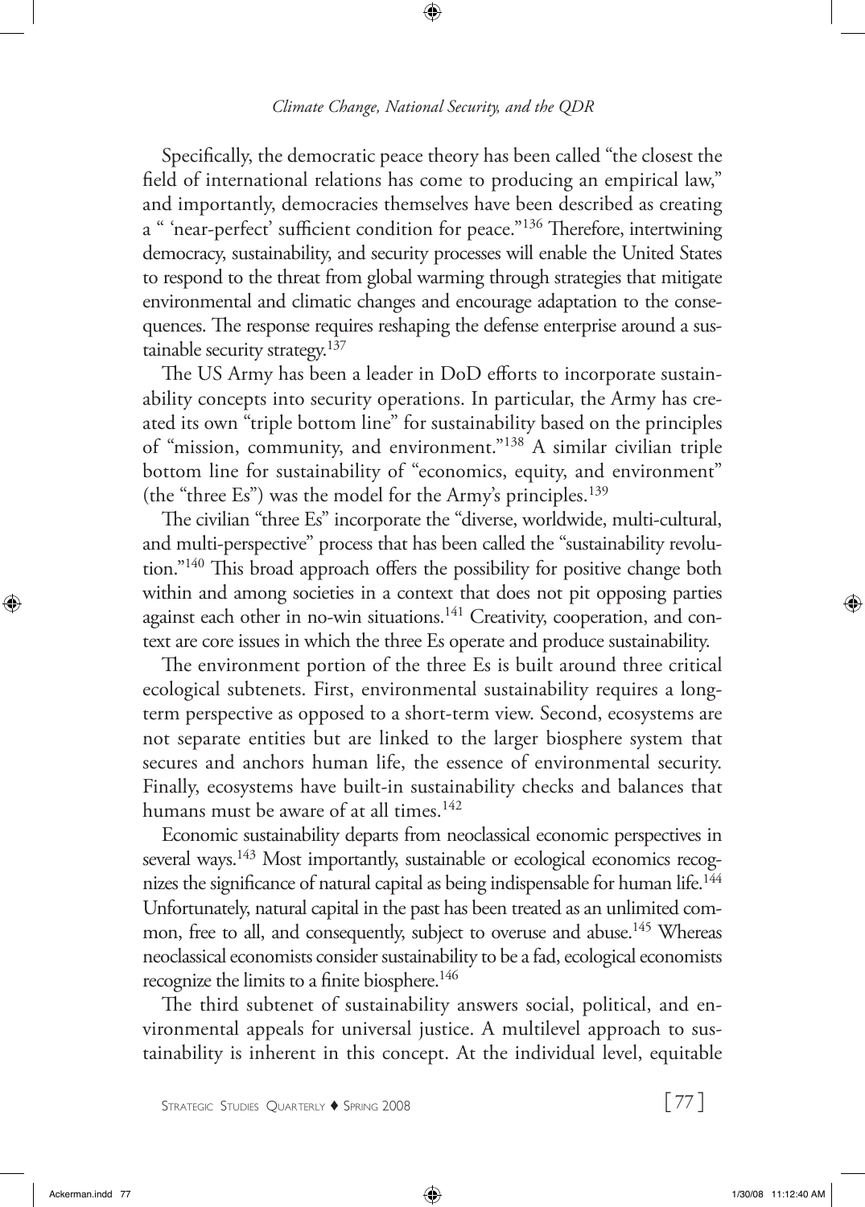Specifically, the democratic peace theory has been called "the closest the field of international relations has come to producing an empirical law," and importantly, democracies themselves have been described as creating a " 'near-perfect' sufficient condition for peace."[136] Therefore, intertwining democracy, sustainability, and security processes will enable the United States to respond to the threat from global warming through strategies that mitigate environmental and climatic changes and encourage adaptation to the consequences. The response requires reshaping the defense enterprise around a sustainable security strategy.[137]

The US Army has been a leader in DoD efforts to incorporate sustainability concepts into security operations. In particular, the Army has created its own "triple bottom line" for sustainability based on the principles of "mission, community, and environment."[138] A similar civilian triple bottom line for sustainability of "economics, equity, and environment" (the "three Es") was the model for the Army's principles.[139]

The civilian "three Es" incorporate the "diverse, worldwide, multi-cultural, and multi-perspective" process that has been called the "sustainability revolution."[140] This broad approach offers the possibility for positive change both within and among societies in a context that does not pit opposing parties against each other in no-win situations.[141] Creativity, cooperation, and context are core issues in which the three Es operate and produce sustainability.

The environment portion of the three Es is built around three critical ecological subtenets. First, environmental sustainability requires a long-term perspective as opposed to a short-term view. Second, ecosystems are not separate entities but are linked to the larger biosphere system that secures and anchors human life, the essence of environmental security. Finally, ecosystems have built-in sustainability checks and balances that humans must be aware of at all times.[142]

Economic sustainability departs from neoclassical economic perspectives in several ways.[143] Most importantly, sustainable or ecological economics recognizes the significance of natural capital as being indispensable for human life.[144] Unfortunately, natural capital in the past has been treated as an unlimited common, free to all, and consequently, subject to overuse and abuse.[145] Whereas neoclassical economists consider sustainability to be a fad, ecological economists recognize the limits to a finite biosphere.[146]

The third subtenet of sustainability answers social, political, and environmental appeals for universal justice. A multilevel approach to sustainability is inherent in this concept. At the individual level, equitable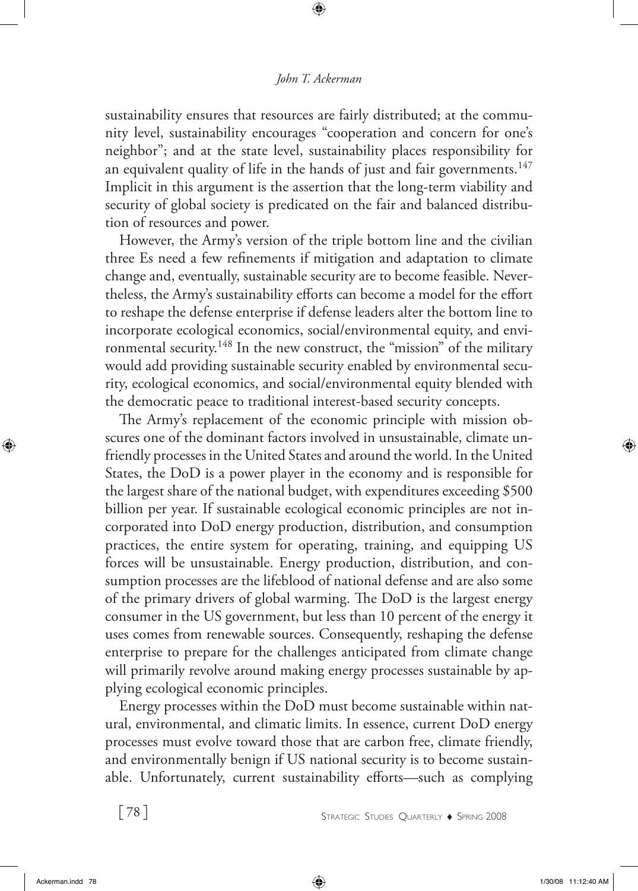sustainability ensures that resources are fairly distributed; at the community level, sustainability encourages "cooperation and concern for one's neighbor"; and at the state level, sustainability places responsibility for an equivalent quality of life in the hands of just and fair governments.[147] Implicit in this argument is the assertion that the long-term viability and security of global society is predicated on the fair and balanced distribution of resources and power.

However, the Army's version of the triple bottom line and the civilian three Es need a few refinements if mitigation and adaptation to climate change and, eventually, sustainable security are to become feasible. Nevertheless, the Army's sustainability efforts can become a model for the effort to reshape the defense enterprise if defense leaders alter the bottom line to incorporate ecological economics, social/environmental equity, and environmental security.[148] In the new construct, the "mission" of the military would add providing sustainable security enabled by environmental security, ecological economics, and social/environmental equity blended with the democratic peace to traditional interest-based security concepts.

The Army's replacement of the economic principle with mission obscures one of the dominant factors involved in unsustainable, climate unfriendly processes in the United States and around the world. In the United States, the DoD is a power player in the economy and is responsible for the largest share of the national budget, with expenditures exceeding $500 billion per year. If sustainable ecological economic principles are not incorporated into DoD energy production, distribution, and consumption practices, the entire system for operating, training, and equipping US forces will be unsustainable. Energy production, distribution, and consumption processes are the lifeblood of national defense and are also some of the primary drivers of global warming. The DoD is the largest energy consumer in the US government, but less than 10 percent of the energy it uses comes from renewable sources. Consequently, reshaping the defense enterprise to prepare for the challenges anticipated from climate change will primarily revolve around making energy processes sustainable by applying ecological economic principles.

Energy processes within the DoD must become sustainable within natural, environmental, and climatic limits. In essence, current DoD energy processes must evolve toward those that are carbon free, climate friendly, and environmentally benign if US national security is to become sustainable. Unfortunately, current sustainability efforts—such as complying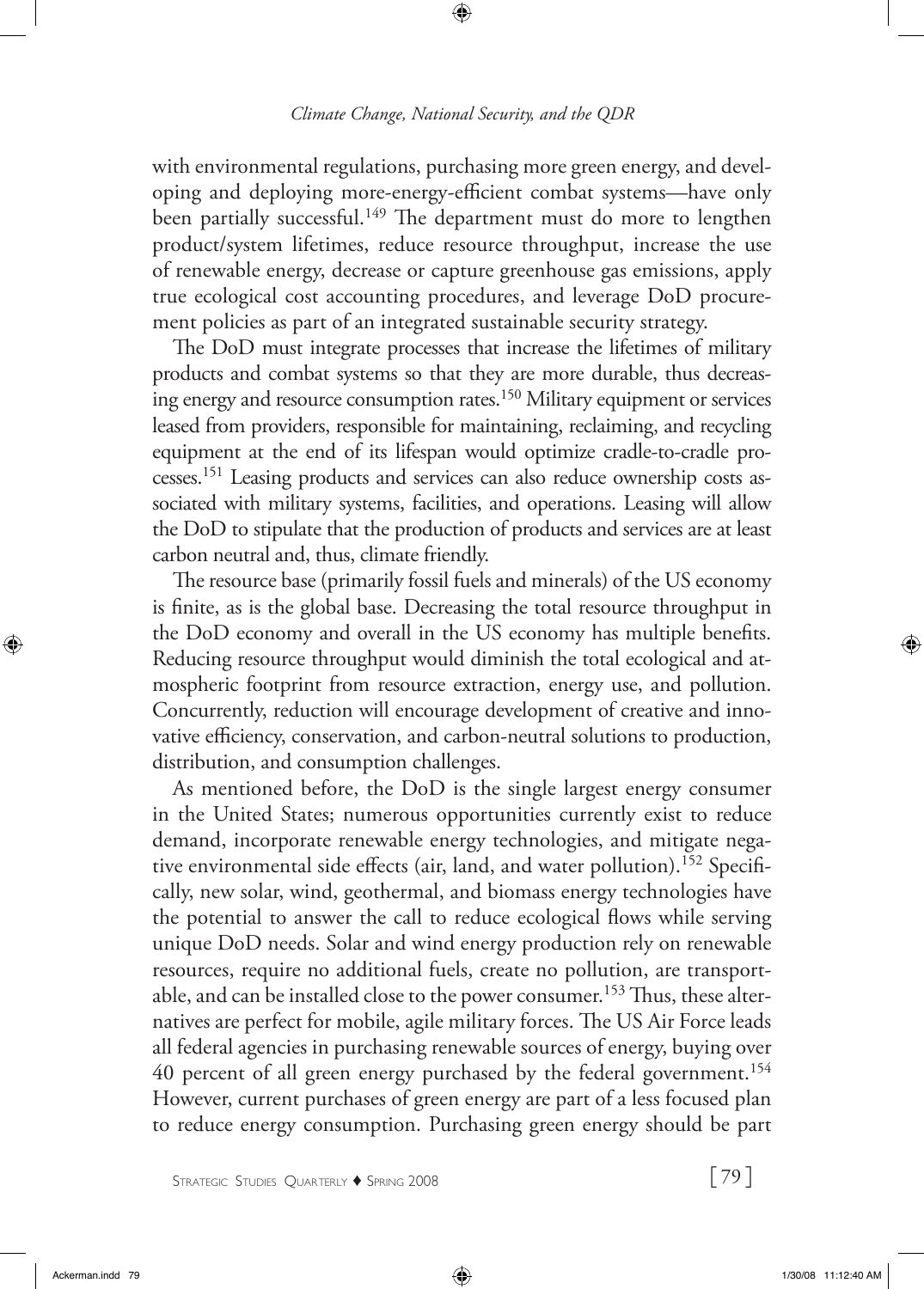with environmental regulations, purchasing more green energy, and developing and deploying more-energy-efficient combat systems—have only been partially successful.[149] The department must do more to lengthen product/system lifetimes, reduce resource throughput, increase the use of renewable energy, decrease or capture greenhouse gas emissions, apply true ecological cost accounting procedures, and leverage DoD procurement policies as part of an integrated sustainable security strategy.

The DoD must integrate processes that increase the lifetimes of military products and combat systems so that they are more durable, thus decreasing energy and resource consumption rates.[150] Military equipment or services leased from providers, responsible for maintaining, reclaiming, and recycling equipment at the end of its lifespan would optimize cradle-to-cradle processes.[151] Leasing products and services can also reduce ownership costs associated with military systems, facilities, and operations. Leasing will allow the DoD to stipulate that the production of products and services are at least carbon neutral and, thus, climate friendly.

The resource base (primarily fossil fuels and minerals) of the US economy is finite, as is the global base. Decreasing the total resource throughput in the DoD economy and overall in the US economy has multiple benefits. Reducing resource throughput would diminish the total ecological and atmospheric footprint from resource extraction, energy use, and pollution. Concurrently, reduction will encourage development of creative and innovative efficiency, conservation, and carbon-neutral solutions to production, distribution, and consumption challenges.

As mentioned before, the DoD is the single largest energy consumer in the United States; numerous opportunities currently exist to reduce demand, incorporate renewable energy technologies, and mitigate negative environmental side effects (air, land, and water pollution).[152] Specifically, new solar, wind, geothermal, and biomass energy technologies have the potential to answer the call to reduce ecological flows while serving unique DoD needs. Solar and wind energy production rely on renewable resources, require no additional fuels, create no pollution, are transportable, and can be installed close to the power consumer.[153] Thus, these alternatives are perfect for mobile, agile military forces. The US Air Force leads all federal agencies in purchasing renewable sources of energy, buying over 40 percent of all green energy purchased by the federal government.[154] However, current purchases of green energy are part of a less focused plan to reduce energy consumption. Purchasing green energy should be part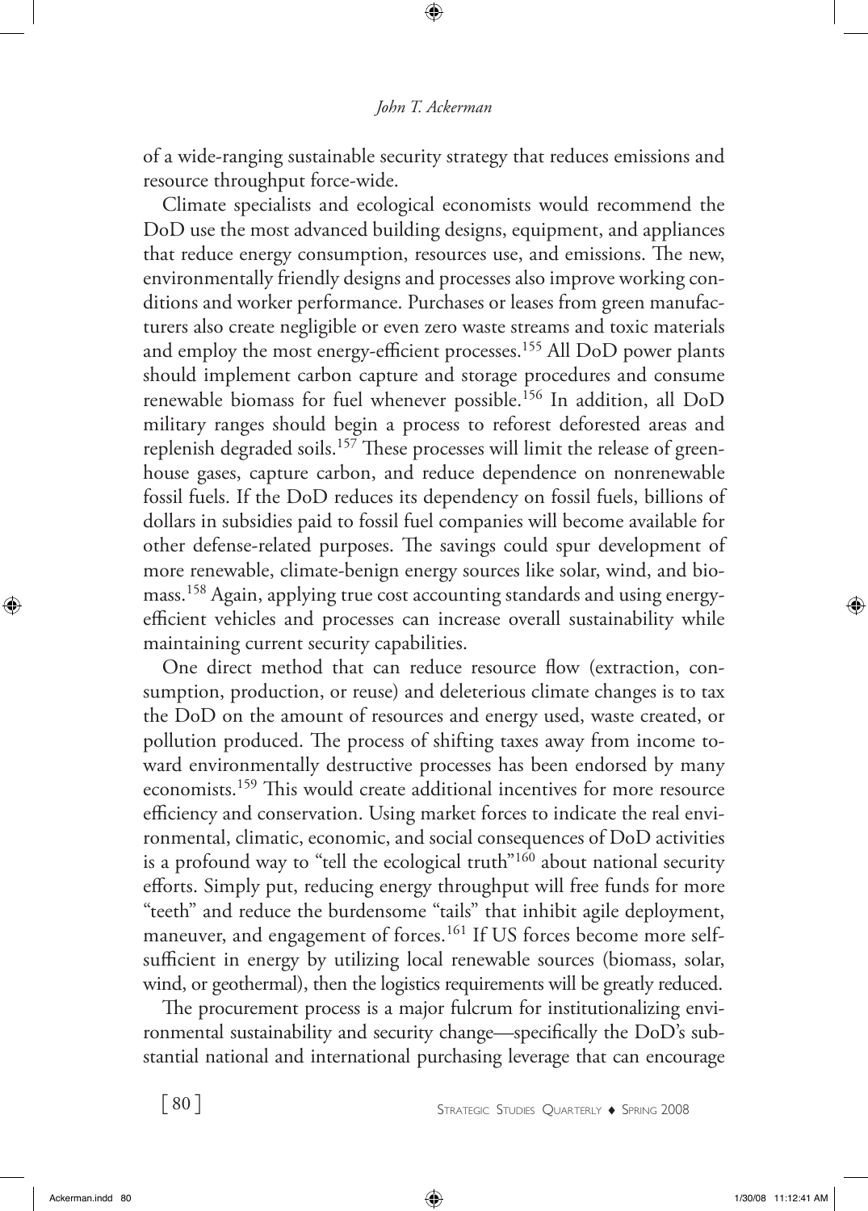of a wide-ranging sustainable security strategy that reduces emissions and resource throughput force-wide.

Climate specialists and ecological economists would recommend the DoD use the most advanced building designs, equipment, and appliances that reduce energy consumption, resources use, and emissions. The new, environmentally friendly designs and processes also improve working conditions and worker performance. Purchases or leases from green manufacturers also create negligible or even zero waste streams and toxic materials and employ the most energy-efficient processes.[155] All DoD power plants should implement carbon capture and storage procedures and consume renewable biomass for fuel whenever possible.[156] In addition, all DoD military ranges should begin a process to reforest deforested areas and replenish degraded soils.[157] These processes will limit the release of greenhouse gases, capture carbon, and reduce dependence on nonrenewable fossil fuels. If the DoD reduces its dependency on fossil fuels, billions of dollars in subsidies paid to fossil fuel companies will become available for other defense-related purposes. The savings could spur development of more renewable, climate-benign energy sources like solar, wind, and biomass.[158] Again, applying true cost accounting standards and using energy-efficient vehicles and processes can increase overall sustainability while maintaining current security capabilities.

One direct method that can reduce resource flow (extraction, consumption, production, or reuse) and deleterious climate changes is to tax the DoD on the amount of resources and energy used, waste created, or pollution produced. The process of shifting taxes away from income toward environmentally destructive processes has been endorsed by many economists.[159] This would create additional incentives for more resource efficiency and conservation. Using market forces to indicate the real environmental, climatic, economic, and social consequences of DoD activities is a profound way to "tell the ecological truth"[160] about national security efforts. Simply put, reducing energy throughput will free funds for more "teeth" and reduce the burdensome "tails" that inhibit agile deployment, maneuver, and engagement of forces.[161] If US forces become more self-sufficient in energy by utilizing local renewable sources (biomass, solar, wind, or geothermal), then the logistics requirements will be greatly reduced.

The procurement process is a major fulcrum for institutionalizing environmental sustainability and security change—specifically the DoD's substantial national and international purchasing leverage that can encourage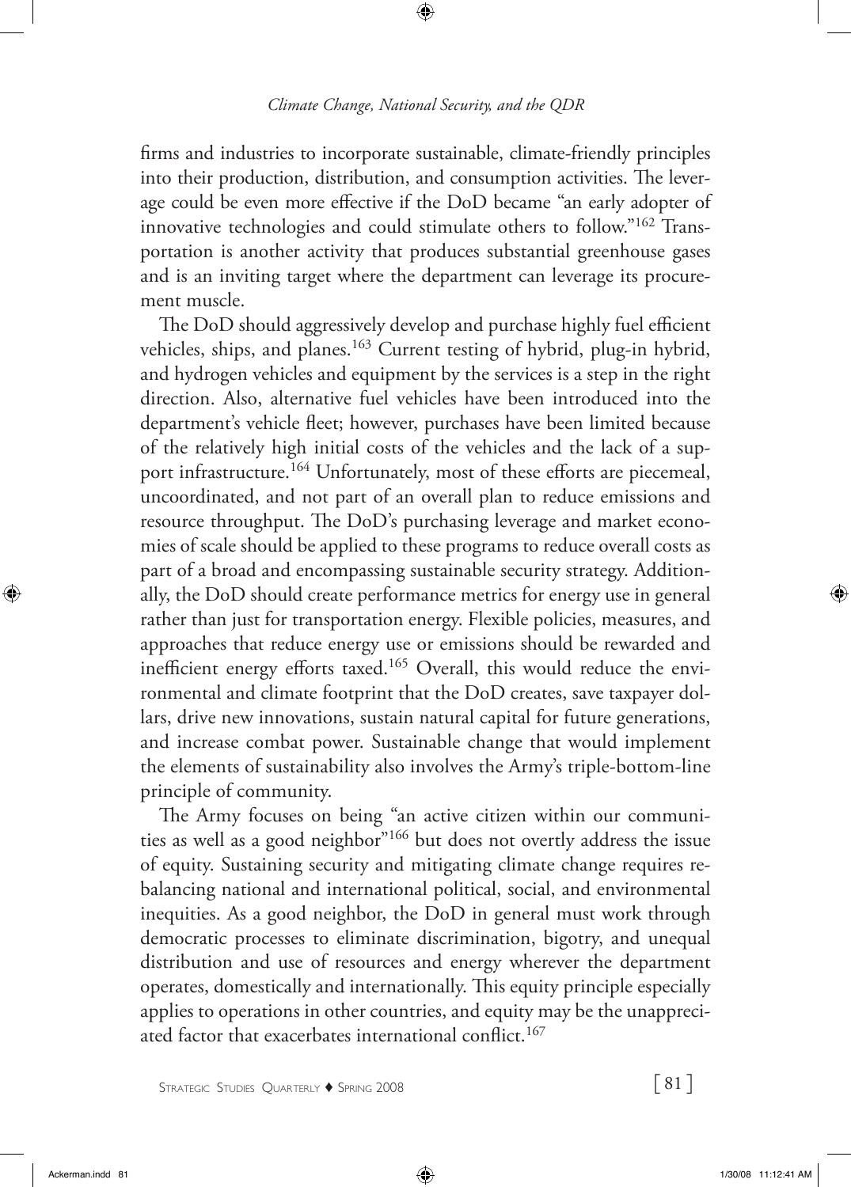firms and industries to incorporate sustainable, climate-friendly principles into their production, distribution, and consumption activities. The leverage could be even more effective if the DoD became "an early adopter of innovative technologies and could stimulate others to follow."[162] Transportation is another activity that produces substantial greenhouse gases and is an inviting target where the department can leverage its procurement muscle.

The DoD should aggressively develop and purchase highly fuel efficient vehicles, ships, and planes.[163] Current testing of hybrid, plug-in hybrid, and hydrogen vehicles and equipment by the services is a step in the right direction. Also, alternative fuel vehicles have been introduced into the department's vehicle fleet; however, purchases have been limited because of the relatively high initial costs of the vehicles and the lack of a support infrastructure.[164] Unfortunately, most of these efforts are piecemeal, uncoordinated, and not part of an overall plan to reduce emissions and resource throughput. The DoD's purchasing leverage and market economies of scale should be applied to these programs to reduce overall costs as part of a broad and encompassing sustainable security strategy. Additionally, the DoD should create performance metrics for energy use in general rather than just for transportation energy. Flexible policies, measures, and approaches that reduce energy use or emissions should be rewarded and inefficient energy efforts taxed.[165] Overall, this would reduce the environmental and climate footprint that the DoD creates, save taxpayer dollars, drive new innovations, sustain natural capital for future generations, and increase combat power. Sustainable change that would implement the elements of sustainability also involves the Army's triple-bottom-line principle of community.

The Army focuses on being "an active citizen within our communities as well as a good neighbor"[166] but does not overtly address the issue of equity. Sustaining security and mitigating climate change requires rebalancing national and international political, social, and environmental inequities. As a good neighbor, the DoD in general must work through democratic processes to eliminate discrimination, bigotry, and unequal distribution and use of resources and energy wherever the department operates, domestically and internationally. This equity principle especially applies to operations in other countries, and equity may be the unappreciated factor that exacerbates international conflict.[167]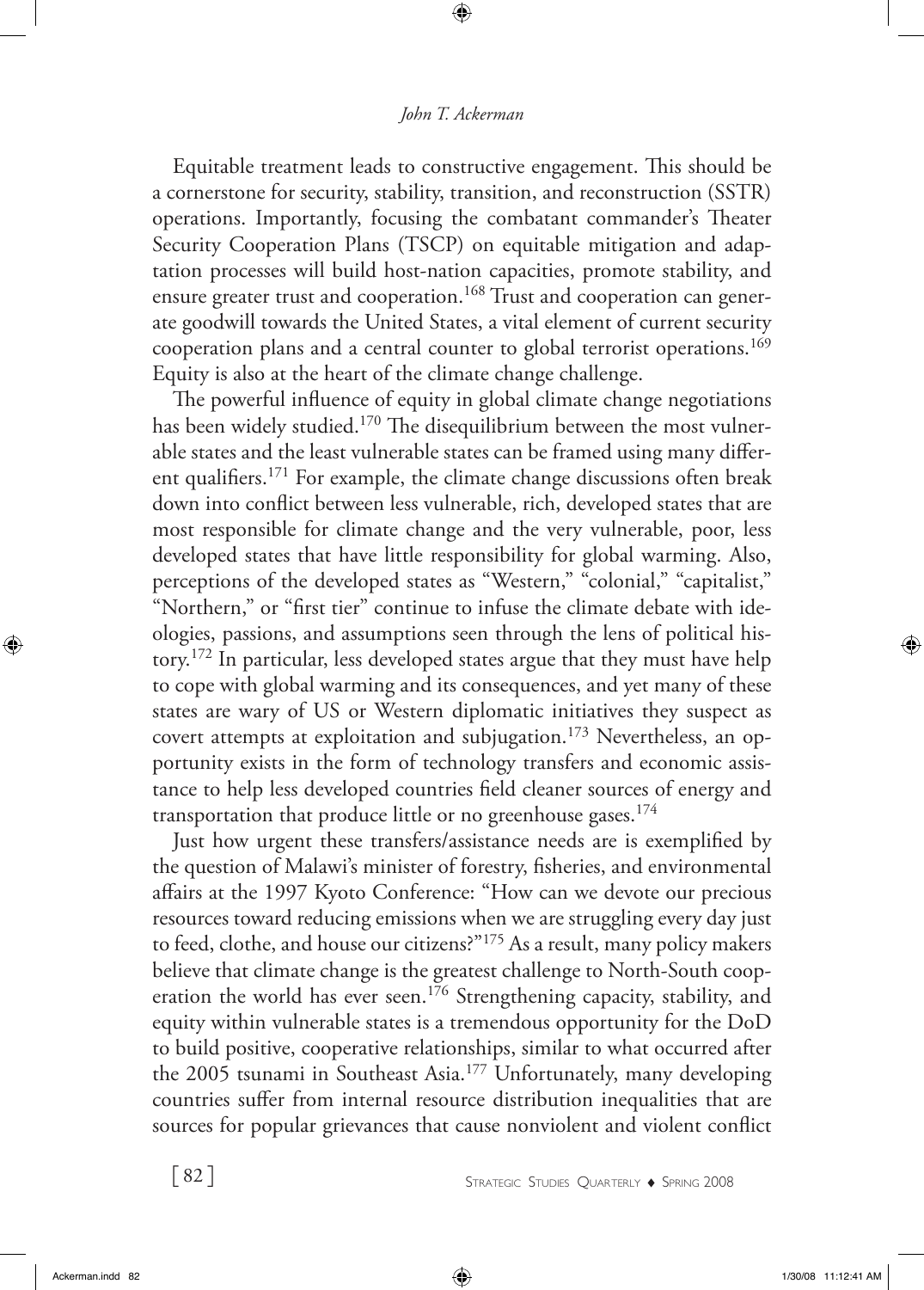Equitable treatment leads to constructive engagement. This should be a cornerstone for security, stability, transition, and reconstruction (SSTR) operations. Importantly, focusing the combatant commander's Theater Security Cooperation Plans (TSCP) on equitable mitigation and adaptation processes will build host-nation capacities, promote stability, and ensure greater trust and cooperation.[168] Trust and cooperation can generate goodwill towards the United States, a vital element of current security cooperation plans and a central counter to global terrorist operations.[169] Equity is also at the heart of the climate change challenge.

The powerful influence of equity in global climate change negotiations has been widely studied.[170] The disequilibrium between the most vulnerable states and the least vulnerable states can be framed using many different qualifiers.[171] For example, the climate change discussions often break down into conflict between less vulnerable, rich, developed states that are most responsible for climate change and the very vulnerable, poor, less developed states that have little responsibility for global warming. Also, perceptions of the developed states as "Western," "colonial," "capitalist," "Northern," or "first tier" continue to infuse the climate debate with ideologies, passions, and assumptions seen through the lens of political history.[172] In particular, less developed states argue that they must have help to cope with global warming and its consequences, and yet many of these states are wary of US or Western diplomatic initiatives they suspect as covert attempts at exploitation and subjugation.[173] Nevertheless, an opportunity exists in the form of technology transfers and economic assistance to help less developed countries field cleaner sources of energy and transportation that produce little or no greenhouse gases.[174]

Just how urgent these transfers/assistance needs are is exemplified by the question of Malawi's minister of forestry, fisheries, and environmental affairs at the 1997 Kyoto Conference: "How can we devote our precious resources toward reducing emissions when we are struggling every day just to feed, clothe, and house our citizens?"[175] As a result, many policy makers believe that climate change is the greatest challenge to North-South cooperation the world has ever seen.[176] Strengthening capacity, stability, and equity within vulnerable states is a tremendous opportunity for the DoD to build positive, cooperative relationships, similar to what occurred after the 2005 tsunami in Southeast Asia.[177] Unfortunately, many developing countries suffer from internal resource distribution inequalities that are sources for popular grievances that cause nonviolent and violent conflict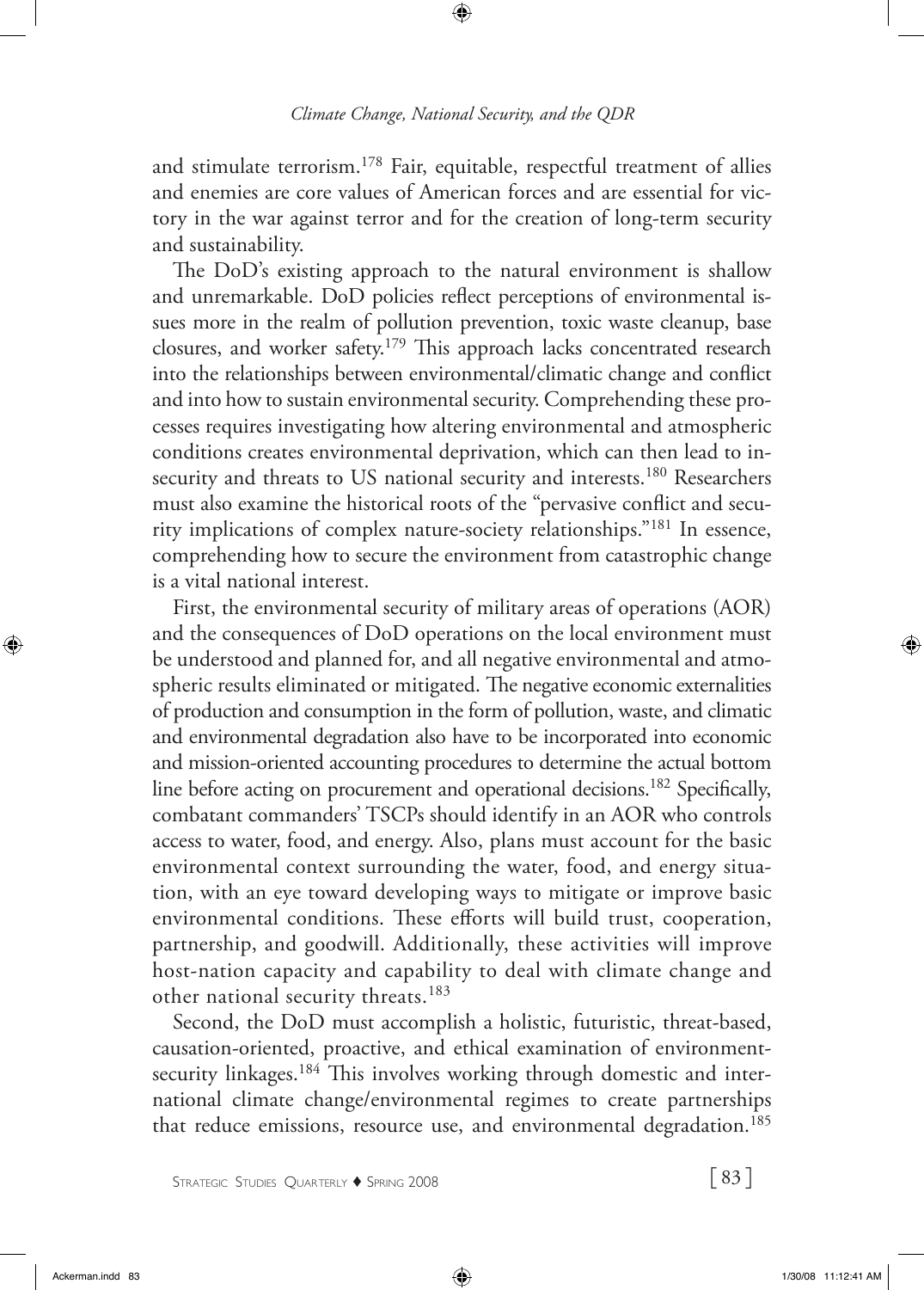and stimulate terrorism.[178] Fair, equitable, respectful treatment of allies and enemies are core values of American forces and are essential for victory in the war against terror and for the creation of long-term security and sustainability.

The DoD's existing approach to the natural environment is shallow and unremarkable. DoD policies reflect perceptions of environmental issues more in the realm of pollution prevention, toxic waste cleanup, base closures, and worker safety.[179] This approach lacks concentrated research into the relationships between environmental/climatic change and conflict and into how to sustain environmental security. Comprehending these processes requires investigating how altering environmental and atmospheric conditions creates environmental deprivation, which can then lead to insecurity and threats to US national security and interests.[180] Researchers must also examine the historical roots of the "pervasive conflict and security implications of complex nature-society relationships."[181] In essence, comprehending how to secure the environment from catastrophic change is a vital national interest.

First, the environmental security of military areas of operations (AOR) and the consequences of DoD operations on the local environment must be understood and planned for, and all negative environmental and atmospheric results eliminated or mitigated. The negative economic externalities of production and consumption in the form of pollution, waste, and climatic and environmental degradation also have to be incorporated into economic and mission-oriented accounting procedures to determine the actual bottom line before acting on procurement and operational decisions.[182] Specifically, combatant commanders' TSCPs should identify in an AOR who controls access to water, food, and energy. Also, plans must account for the basic environmental context surrounding the water, food, and energy situation, with an eye toward developing ways to mitigate or improve basic environmental conditions. These efforts will build trust, cooperation, partnership, and goodwill. Additionally, these activities will improve host-nation capacity and capability to deal with climate change and other national security threats.[183]

Second, the DoD must accomplish a holistic, futuristic, threat-based, causation-oriented, proactive, and ethical examination of environment-security linkages.[184] This involves working through domestic and international climate change/environmental regimes to create partnerships that reduce emissions, resource use, and environmental degradation.[185]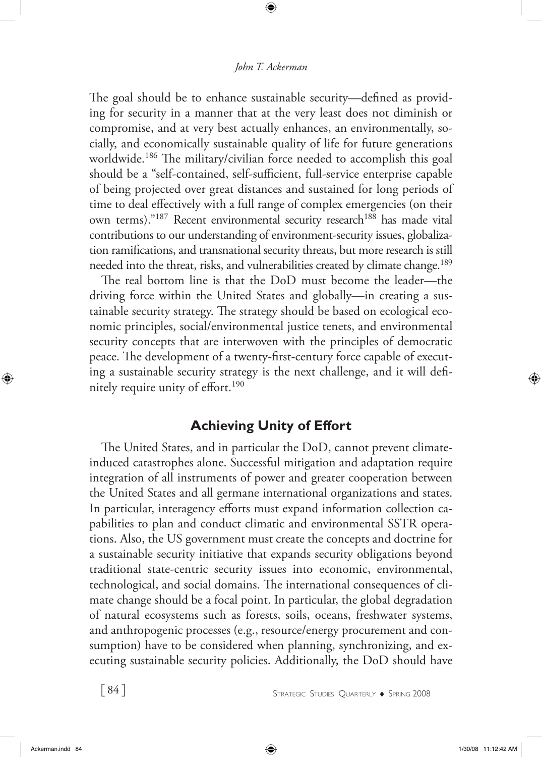The goal should be to enhance sustainable security—defined as providing for security in a manner that at the very least does not diminish or compromise, and at very best actually enhances, an environmentally, socially, and economically sustainable quality of life for future generations worldwide.[186] The military/civilian force needed to accomplish this goal should be a "self-contained, self-sufficient, full-service enterprise capable of being projected over great distances and sustained for long periods of time to deal effectively with a full range of complex emergencies (on their own terms)."[187] Recent environmental security research[188] has made vital contributions to our understanding of environment-security issues, globalization ramifications, and transnational security threats, but more research is still needed into the threat, risks, and vulnerabilities created by climate change.[189]

The real bottom line is that the DoD must become the leader—the driving force within the United States and globally—in creating a sustainable security strategy. The strategy should be based on ecological economic principles, social/environmental justice tenets, and environmental security concepts that are interwoven with the principles of democratic peace. The development of a twenty-first-century force capable of executing a sustainable security strategy is the next challenge, and it will definitely require unity of effort.[190]

## Achieving Unity of Effort

The United States, and in particular the DoD, cannot prevent climate-induced catastrophes alone. Successful mitigation and adaptation require integration of all instruments of power and greater cooperation between the United States and all germane international organizations and states. In particular, interagency efforts must expand information collection capabilities to plan and conduct climatic and environmental SSTR operations. Also, the US government must create the concepts and doctrine for a sustainable security initiative that expands security obligations beyond traditional state-centric security issues into economic, environmental, technological, and social domains. The international consequences of climate change should be a focal point. In particular, the global degradation of natural ecosystems such as forests, soils, oceans, freshwater systems, and anthropogenic processes (e.g., resource/energy procurement and consumption) have to be considered when planning, synchronizing, and executing sustainable security policies. Additionally, the DoD should have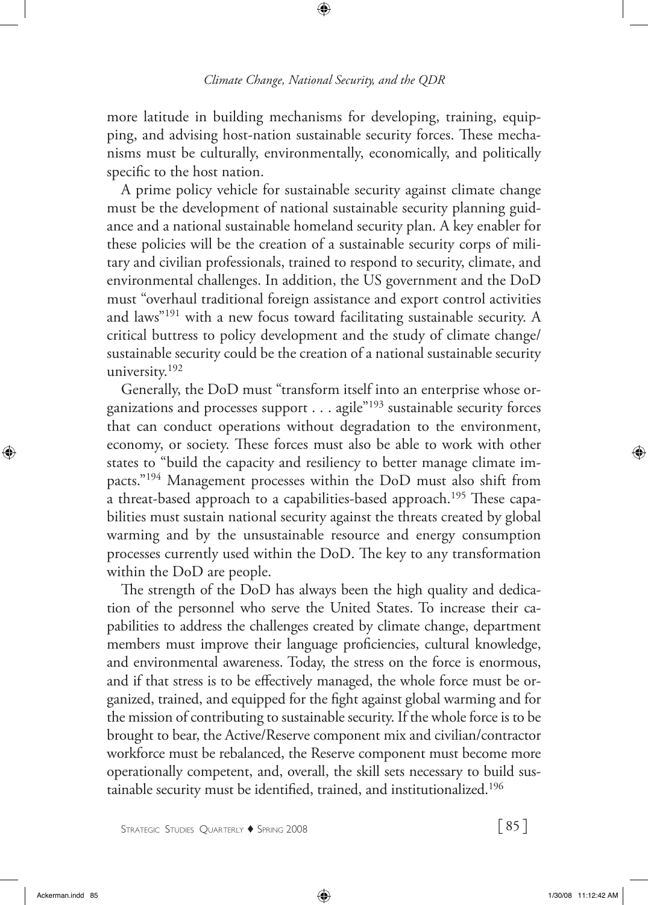more latitude in building mechanisms for developing, training, equipping, and advising host-nation sustainable security forces. These mechanisms must be culturally, environmentally, economically, and politically specific to the host nation.

A prime policy vehicle for sustainable security against climate change must be the development of national sustainable security planning guidance and a national sustainable homeland security plan. A key enabler for these policies will be the creation of a sustainable security corps of military and civilian professionals, trained to respond to security, climate, and environmental challenges. In addition, the US government and the DoD must "overhaul traditional foreign assistance and export control activities and laws"[191] with a new focus toward facilitating sustainable security. A critical buttress to policy development and the study of climate change/sustainable security could be the creation of a national sustainable security university.[192]

Generally, the DoD must "transform itself into an enterprise whose organizations and processes support . . . agile"[193] sustainable security forces that can conduct operations without degradation to the environment, economy, or society. These forces must also be able to work with other states to "build the capacity and resiliency to better manage climate impacts."[194] Management processes within the DoD must also shift from a threat-based approach to a capabilities-based approach.[195] These capabilities must sustain national security against the threats created by global warming and by the unsustainable resource and energy consumption processes currently used within the DoD. The key to any transformation within the DoD are people.

The strength of the DoD has always been the high quality and dedication of the personnel who serve the United States. To increase their capabilities to address the challenges created by climate change, department members must improve their language proficiencies, cultural knowledge, and environmental awareness. Today, the stress on the force is enormous, and if that stress is to be effectively managed, the whole force must be organized, trained, and equipped for the fight against global warming and for the mission of contributing to sustainable security. If the whole force is to be brought to bear, the Active/Reserve component mix and civilian/contractor workforce must be rebalanced, the Reserve component must become more operationally competent, and, overall, the skill sets necessary to build sustainable security must be identified, trained, and institutionalized.[196]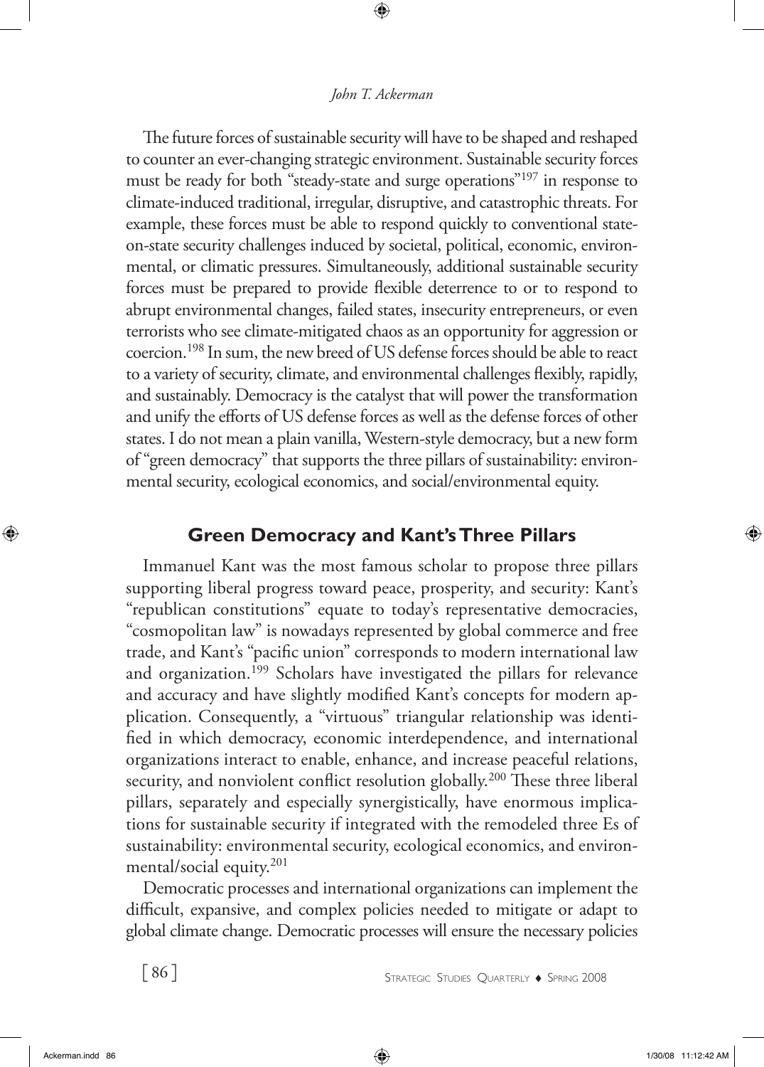The future forces of sustainable security will have to be shaped and reshaped to counter an ever-changing strategic environment. Sustainable security forces must be ready for both "steady-state and surge operations"[197] in response to climate-induced traditional, irregular, disruptive, and catastrophic threats. For example, these forces must be able to respond quickly to conventional state-on-state security challenges induced by societal, political, economic, environmental, or climatic pressures. Simultaneously, additional sustainable security forces must be prepared to provide flexible deterrence to or to respond to abrupt environmental changes, failed states, insecurity entrepreneurs, or even terrorists who see climate-mitigated chaos as an opportunity for aggression or coercion.[198] In sum, the new breed of US defense forces should be able to react to a variety of security, climate, and environmental challenges flexibly, rapidly, and sustainably. Democracy is the catalyst that will power the transformation and unify the efforts of US defense forces as well as the defense forces of other states. I do not mean a plain vanilla, Western-style democracy, but a new form of "green democracy" that supports the three pillars of sustainability: environmental security, ecological economics, and social/environmental equity.

## Green Democracy and Kant's Three Pillars

Immanuel Kant was the most famous scholar to propose three pillars supporting liberal progress toward peace, prosperity, and security: Kant's "republican constitutions" equate to today's representative democracies, "cosmopolitan law" is nowadays represented by global commerce and free trade, and Kant's "pacific union" corresponds to modern international law and organization.[199] Scholars have investigated the pillars for relevance and accuracy and have slightly modified Kant's concepts for modern application. Consequently, a "virtuous" triangular relationship was identified in which democracy, economic interdependence, and international organizations interact to enable, enhance, and increase peaceful relations, security, and nonviolent conflict resolution globally.[200] These three liberal pillars, separately and especially synergistically, have enormous implications for sustainable security if integrated with the remodeled three Es of sustainability: environmental security, ecological economics, and environmental/social equity.[201]

Democratic processes and international organizations can implement the difficult, expansive, and complex policies needed to mitigate or adapt to global climate change. Democratic processes will ensure the necessary policies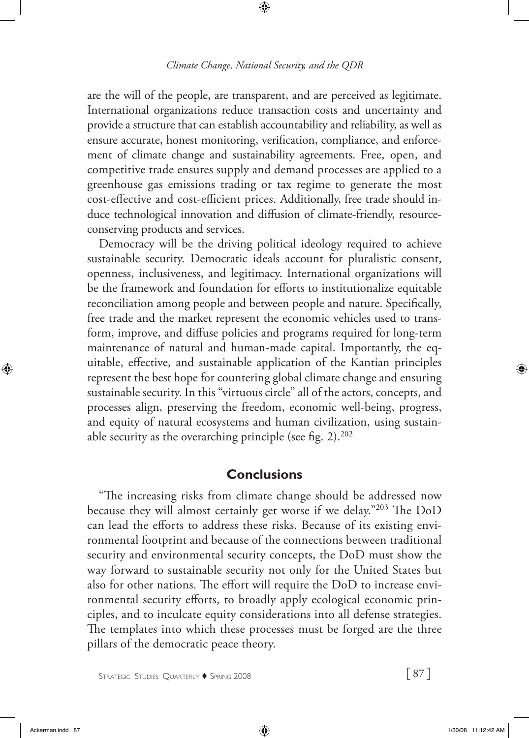are the will of the people, are transparent, and are perceived as legitimate. International organizations reduce transaction costs and uncertainty and provide a structure that can establish accountability and reliability, as well as ensure accurate, honest monitoring, verification, compliance, and enforcement of climate change and sustainability agreements. Free, open, and competitive trade ensures supply and demand processes are applied to a greenhouse gas emissions trading or tax regime to generate the most cost-effective and cost-efficient prices. Additionally, free trade should induce technological innovation and diffusion of climate-friendly, resource-conserving products and services.

Democracy will be the driving political ideology required to achieve sustainable security. Democratic ideals account for pluralistic consent, openness, inclusiveness, and legitimacy. International organizations will be the framework and foundation for efforts to institutionalize equitable reconciliation among people and between people and nature. Specifically, free trade and the market represent the economic vehicles used to transform, improve, and diffuse policies and programs required for long-term maintenance of natural and human-made capital. Importantly, the equitable, effective, and sustainable application of the Kantian principles represent the best hope for countering global climate change and ensuring sustainable security. In this "virtuous circle" all of the actors, concepts, and processes align, preserving the freedom, economic well-being, progress, and equity of natural ecosystems and human civilization, using sustainable security as the overarching principle (see fig. 2).[202]

## Conclusions

"The increasing risks from climate change should be addressed now because they will almost certainly get worse if we delay."[203] The DoD can lead the efforts to address these risks. Because of its existing environmental footprint and because of the connections between traditional security and environmental security concepts, the DoD must show the way forward to sustainable security not only for the United States but also for other nations. The effort will require the DoD to increase environmental security efforts, to broadly apply ecological economic principles, and to inculcate equity considerations into all defense strategies. The templates into which these processes must be forged are the three pillars of the democratic peace theory.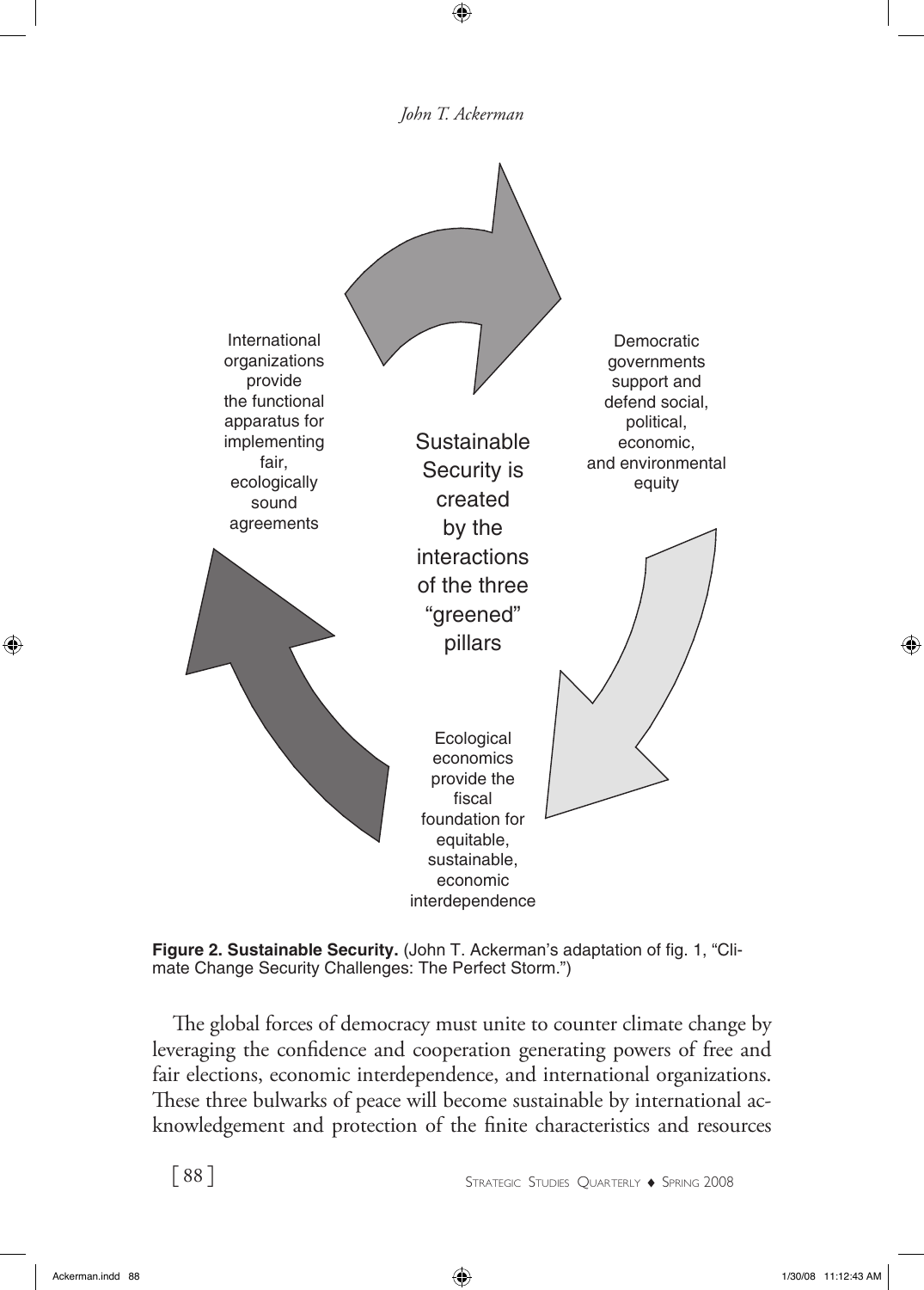International organizations provide the functional apparatus for implementing fair, ecologically sound agreements

Democratic governments support and defend social, political, economic, and environmental equity

Sustainable Security is created by the interactions of the three "greened" pillars

Ecological economics provide the fiscal foundation for equitable, sustainable, economic interdependence

**Figure 2. Sustainable Security.** (John T. Ackerman's adaptation of fig. 1, "Climate Change Security Challenges: The Perfect Storm.")

The global forces of democracy must unite to counter climate change by leveraging the confidence and cooperation generating powers of free and fair elections, economic interdependence, and international organizations. These three bulwarks of peace will become sustainable by international acknowledgement and protection of the finite characteristics and resources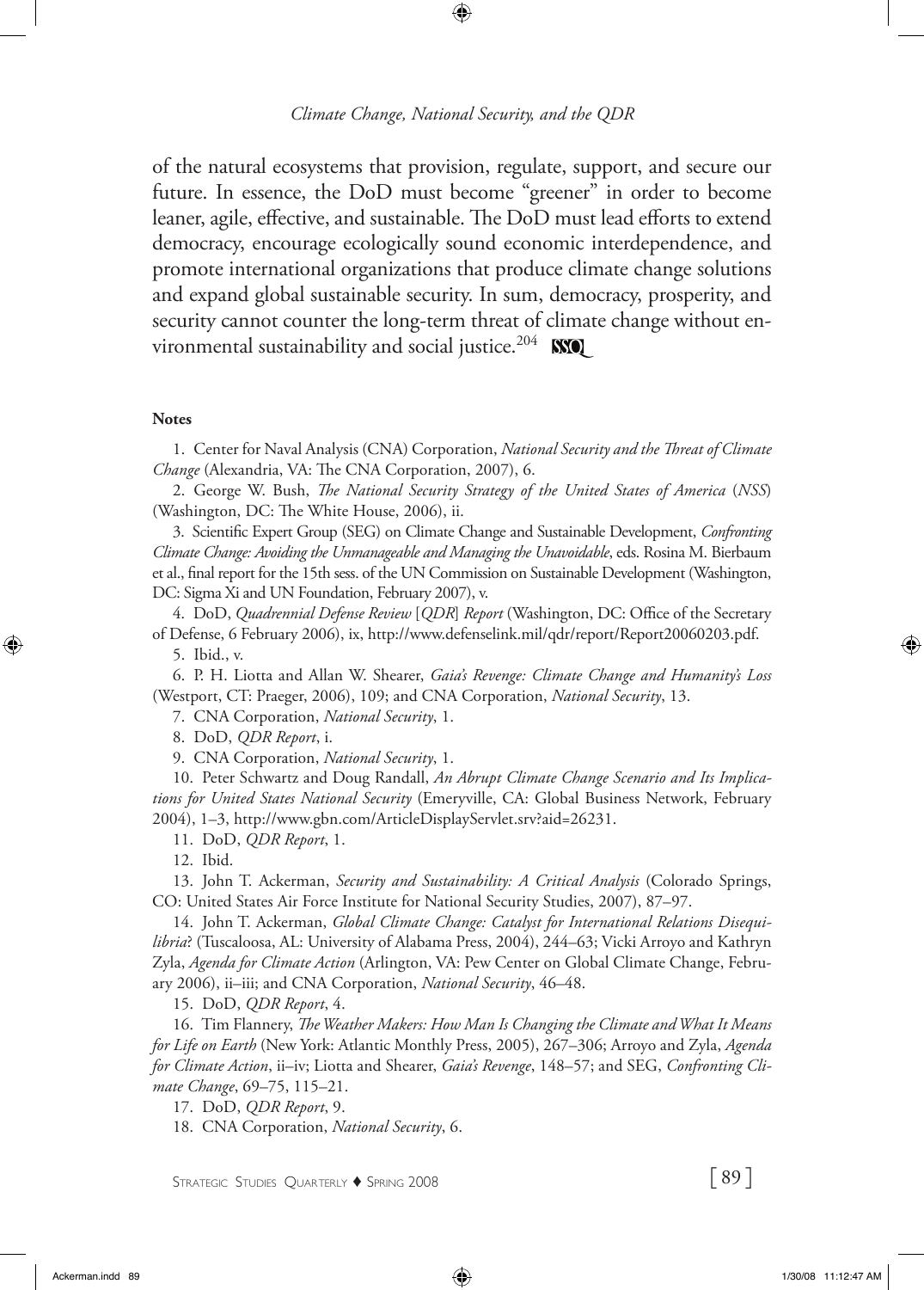of the natural ecosystems that provision, regulate, support, and secure our future. In essence, the DoD must become "greener" in order to become leaner, agile, effective, and sustainable. The DoD must lead efforts to extend democracy, encourage ecologically sound economic interdependence, and promote international organizations that produce climate change solutions and expand global sustainable security. In sum, democracy, prosperity, and security cannot counter the long-term threat of climate change without environmental sustainability and social justice.[204]

**Notes**

1. Center for Naval Analysis (CNA) Corporation, *National Security and the Threat of Climate Change* (Alexandria, VA: The CNA Corporation, 2007), 6.

2. George W. Bush, *The National Security Strategy of the United States of America* (*NSS*) (Washington, DC: The White House, 2006), ii.

3. Scientific Expert Group (SEG) on Climate Change and Sustainable Development, *Confronting Climate Change: Avoiding the Unmanageable and Managing the Unavoidable*, eds. Rosina M. Bierbaum et al., final report for the 15th sess. of the UN Commission on Sustainable Development (Washington, DC: Sigma Xi and UN Foundation, February 2007), v.

4. DoD, *Quadrennial Defense Review* [*QDR*] *Report* (Washington, DC: Office of the Secretary of Defense, 6 February 2006), ix, http://www.defenselink.mil/qdr/report/Report20060203.pdf.

5. Ibid., v.

6. P. H. Liotta and Allan W. Shearer, *Gaia's Revenge: Climate Change and Humanity's Loss* (Westport, CT: Praeger, 2006), 109; and CNA Corporation, *National Security*, 13.

7. CNA Corporation, *National Security*, 1.

8. DoD, *QDR Report*, i.

9. CNA Corporation, *National Security*, 1.

10. Peter Schwartz and Doug Randall, *An Abrupt Climate Change Scenario and Its Implications for United States National Security* (Emeryville, CA: Global Business Network, February 2004), 1–3, http://www.gbn.com/ArticleDisplayServlet.srv?aid=26231.

11. DoD, *QDR Report*, 1.

12. Ibid.

13. John T. Ackerman, *Security and Sustainability: A Critical Analysis* (Colorado Springs, CO: United States Air Force Institute for National Security Studies, 2007), 87–97.

14. John T. Ackerman, *Global Climate Change: Catalyst for International Relations Disequilibria*? (Tuscaloosa, AL: University of Alabama Press, 2004), 244–63; Vicki Arroyo and Kathryn Zyla, *Agenda for Climate Action* (Arlington, VA: Pew Center on Global Climate Change, February 2006), ii–iii; and CNA Corporation, *National Security*, 46–48.

15. DoD, *QDR Report*, 4.

16. Tim Flannery, *The Weather Makers: How Man Is Changing the Climate and What It Means for Life on Earth* (New York: Atlantic Monthly Press, 2005), 267–306; Arroyo and Zyla, *Agenda for Climate Action*, ii–iv; Liotta and Shearer, *Gaia's Revenge*, 148–57; and SEG, *Confronting Climate Change*, 69–75, 115–21.

17. DoD, *QDR Report*, 9.

18. CNA Corporation, *National Security*, 6.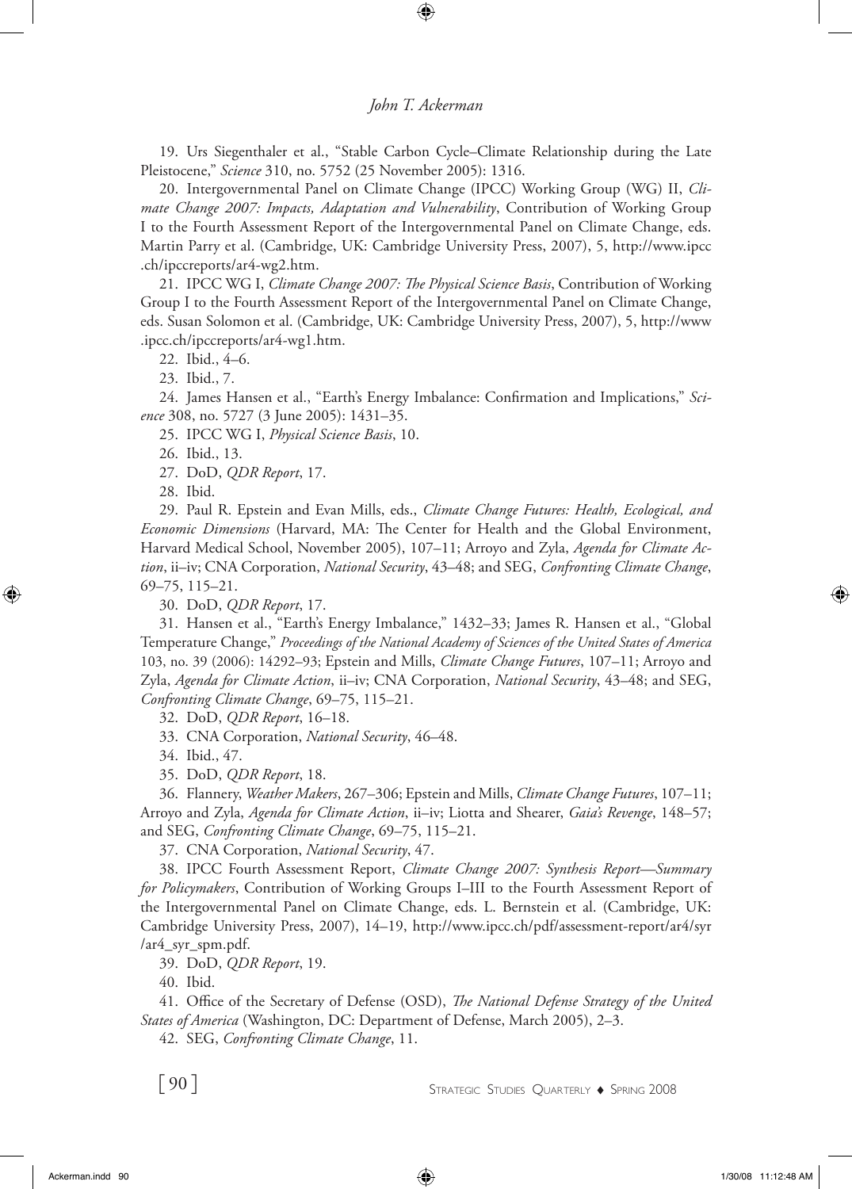19. Urs Siegenthaler et al., "Stable Carbon Cycle–Climate Relationship during the Late Pleistocene," *Science* 310, no. 5752 (25 November 2005): 1316.

20. Intergovernmental Panel on Climate Change (IPCC) Working Group (WG) II, *Climate Change 2007: Impacts, Adaptation and Vulnerability*, Contribution of Working Group I to the Fourth Assessment Report of the Intergovernmental Panel on Climate Change, eds. Martin Parry et al. (Cambridge, UK: Cambridge University Press, 2007), 5, http://www.ipcc.ch/ipccreports/ar4-wg2.htm.

21. IPCC WG I, *Climate Change 2007: The Physical Science Basis*, Contribution of Working Group I to the Fourth Assessment Report of the Intergovernmental Panel on Climate Change, eds. Susan Solomon et al. (Cambridge, UK: Cambridge University Press, 2007), 5, http://www.ipcc.ch/ipccreports/ar4-wg1.htm.

22. Ibid., 4–6.

23. Ibid., 7.

24. James Hansen et al., "Earth's Energy Imbalance: Confirmation and Implications," *Science* 308, no. 5727 (3 June 2005): 1431–35.

25. IPCC WG I, *Physical Science Basis*, 10.

26. Ibid., 13.

27. DoD, *QDR Report*, 17.

28. Ibid.

29. Paul R. Epstein and Evan Mills, eds., *Climate Change Futures: Health, Ecological, and Economic Dimensions* (Harvard, MA: The Center for Health and the Global Environment, Harvard Medical School, November 2005), 107–11; Arroyo and Zyla, *Agenda for Climate Action*, ii–iv; CNA Corporation, *National Security*, 43–48; and SEG, *Confronting Climate Change*, 69–75, 115–21.

30. DoD, *QDR Report*, 17.

31. Hansen et al., "Earth's Energy Imbalance," 1432–33; James R. Hansen et al., "Global Temperature Change," *Proceedings of the National Academy of Sciences of the United States of America* 103, no. 39 (2006): 14292–93; Epstein and Mills, *Climate Change Futures*, 107–11; Arroyo and Zyla, *Agenda for Climate Action*, ii–iv; CNA Corporation, *National Security*, 43–48; and SEG, *Confronting Climate Change*, 69–75, 115–21.

32. DoD, *QDR Report*, 16–18.

33. CNA Corporation, *National Security*, 46–48.

34. Ibid., 47.

35. DoD, *QDR Report*, 18.

36. Flannery, *Weather Makers*, 267–306; Epstein and Mills, *Climate Change Futures*, 107–11; Arroyo and Zyla, *Agenda for Climate Action*, ii–iv; Liotta and Shearer, *Gaia's Revenge*, 148–57; and SEG, *Confronting Climate Change*, 69–75, 115–21.

37. CNA Corporation, *National Security*, 47.

38. IPCC Fourth Assessment Report, *Climate Change 2007: Synthesis Report—Summary for Policymakers*, Contribution of Working Groups I–III to the Fourth Assessment Report of the Intergovernmental Panel on Climate Change, eds. L. Bernstein et al. (Cambridge, UK: Cambridge University Press, 2007), 14–19, http://www.ipcc.ch/pdf/assessment-report/ar4/syr/ar4_syr_spm.pdf.

39. DoD, *QDR Report*, 19.

40. Ibid.

41. Office of the Secretary of Defense (OSD), *The National Defense Strategy of the United States of America* (Washington, DC: Department of Defense, March 2005), 2–3.

42. SEG, *Confronting Climate Change*, 11.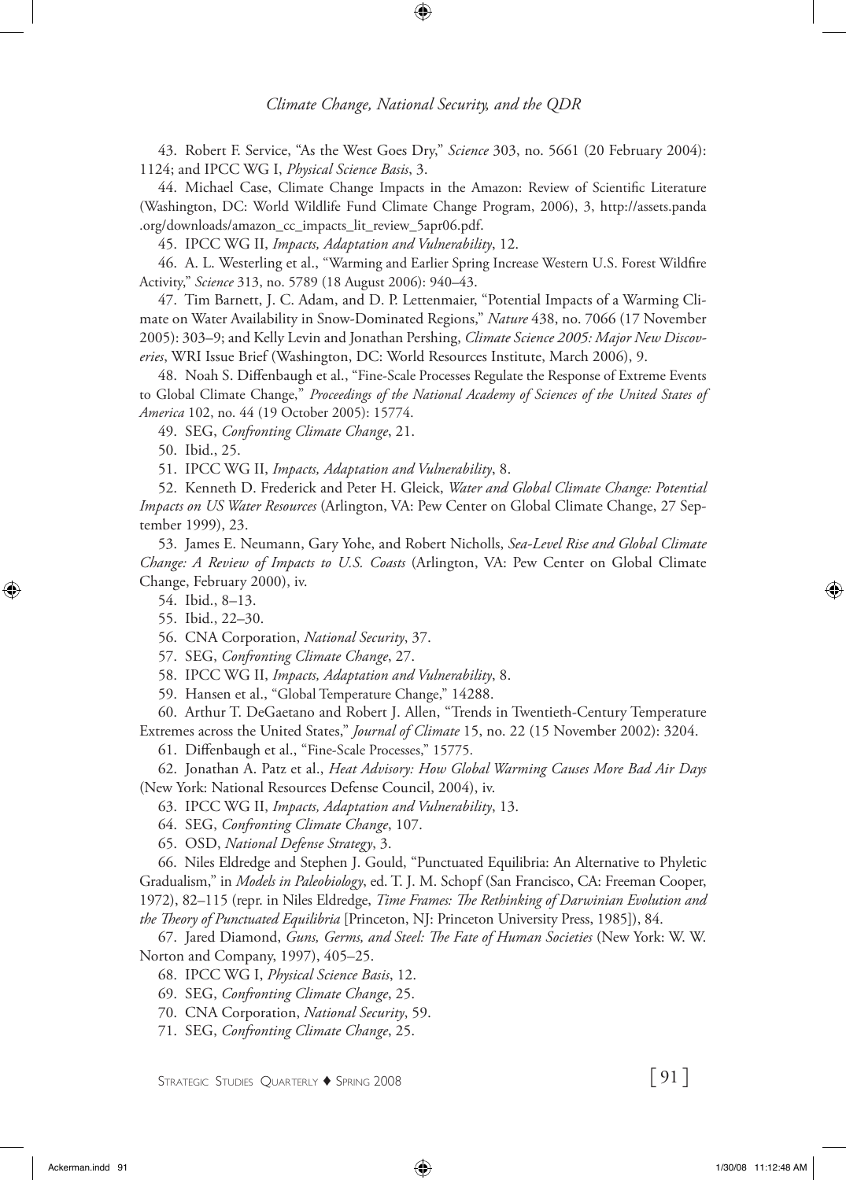43. Robert F. Service, "As the West Goes Dry," *Science* 303, no. 5661 (20 February 2004): 1124; and IPCC WG I, *Physical Science Basis*, 3.

44. Michael Case, Climate Change Impacts in the Amazon: Review of Scientific Literature (Washington, DC: World Wildlife Fund Climate Change Program, 2006), 3, http://assets.panda.org/downloads/amazon_cc_impacts_lit_review_5apr06.pdf.

45. IPCC WG II, *Impacts, Adaptation and Vulnerability*, 12.

46. A. L. Westerling et al., "Warming and Earlier Spring Increase Western U.S. Forest Wildfire Activity," *Science* 313, no. 5789 (18 August 2006): 940–43.

47. Tim Barnett, J. C. Adam, and D. P. Lettenmaier, "Potential Impacts of a Warming Climate on Water Availability in Snow-Dominated Regions," *Nature* 438, no. 7066 (17 November 2005): 303–9; and Kelly Levin and Jonathan Pershing, *Climate Science 2005: Major New Discoveries*, WRI Issue Brief (Washington, DC: World Resources Institute, March 2006), 9.

48. Noah S. Diffenbaugh et al., "Fine-Scale Processes Regulate the Response of Extreme Events to Global Climate Change," *Proceedings of the National Academy of Sciences of the United States of America* 102, no. 44 (19 October 2005): 15774.

49. SEG, *Confronting Climate Change*, 21.

50. Ibid., 25.

51. IPCC WG II, *Impacts, Adaptation and Vulnerability*, 8.

52. Kenneth D. Frederick and Peter H. Gleick, *Water and Global Climate Change: Potential Impacts on US Water Resources* (Arlington, VA: Pew Center on Global Climate Change, 27 September 1999), 23.

53. James E. Neumann, Gary Yohe, and Robert Nicholls, *Sea-Level Rise and Global Climate Change: A Review of Impacts to U.S. Coasts* (Arlington, VA: Pew Center on Global Climate Change, February 2000), iv.

54. Ibid., 8–13.

55. Ibid., 22–30.

56. CNA Corporation, *National Security*, 37.

57. SEG, *Confronting Climate Change*, 27.

58. IPCC WG II, *Impacts, Adaptation and Vulnerability*, 8.

59. Hansen et al., "Global Temperature Change," 14288.

60. Arthur T. DeGaetano and Robert J. Allen, "Trends in Twentieth-Century Temperature Extremes across the United States," *Journal of Climate* 15, no. 22 (15 November 2002): 3204.

61. Diffenbaugh et al., "Fine-Scale Processes," 15775.

62. Jonathan A. Patz et al., *Heat Advisory: How Global Warming Causes More Bad Air Days* (New York: National Resources Defense Council, 2004), iv.

63. IPCC WG II, *Impacts, Adaptation and Vulnerability*, 13.

64. SEG, *Confronting Climate Change*, 107.

65. OSD, *National Defense Strategy*, 3.

66. Niles Eldredge and Stephen J. Gould, "Punctuated Equilibria: An Alternative to Phyletic Gradualism," in *Models in Paleobiology*, ed. T. J. M. Schopf (San Francisco, CA: Freeman Cooper, 1972), 82–115 (repr. in Niles Eldredge, *Time Frames: The Rethinking of Darwinian Evolution and the Theory of Punctuated Equilibria* [Princeton, NJ: Princeton University Press, 1985]), 84.

67. Jared Diamond, *Guns, Germs, and Steel: The Fate of Human Societies* (New York: W. W. Norton and Company, 1997), 405–25.

68. IPCC WG I, *Physical Science Basis*, 12.

69. SEG, *Confronting Climate Change*, 25.

70. CNA Corporation, *National Security*, 59.

71. SEG, *Confronting Climate Change*, 25.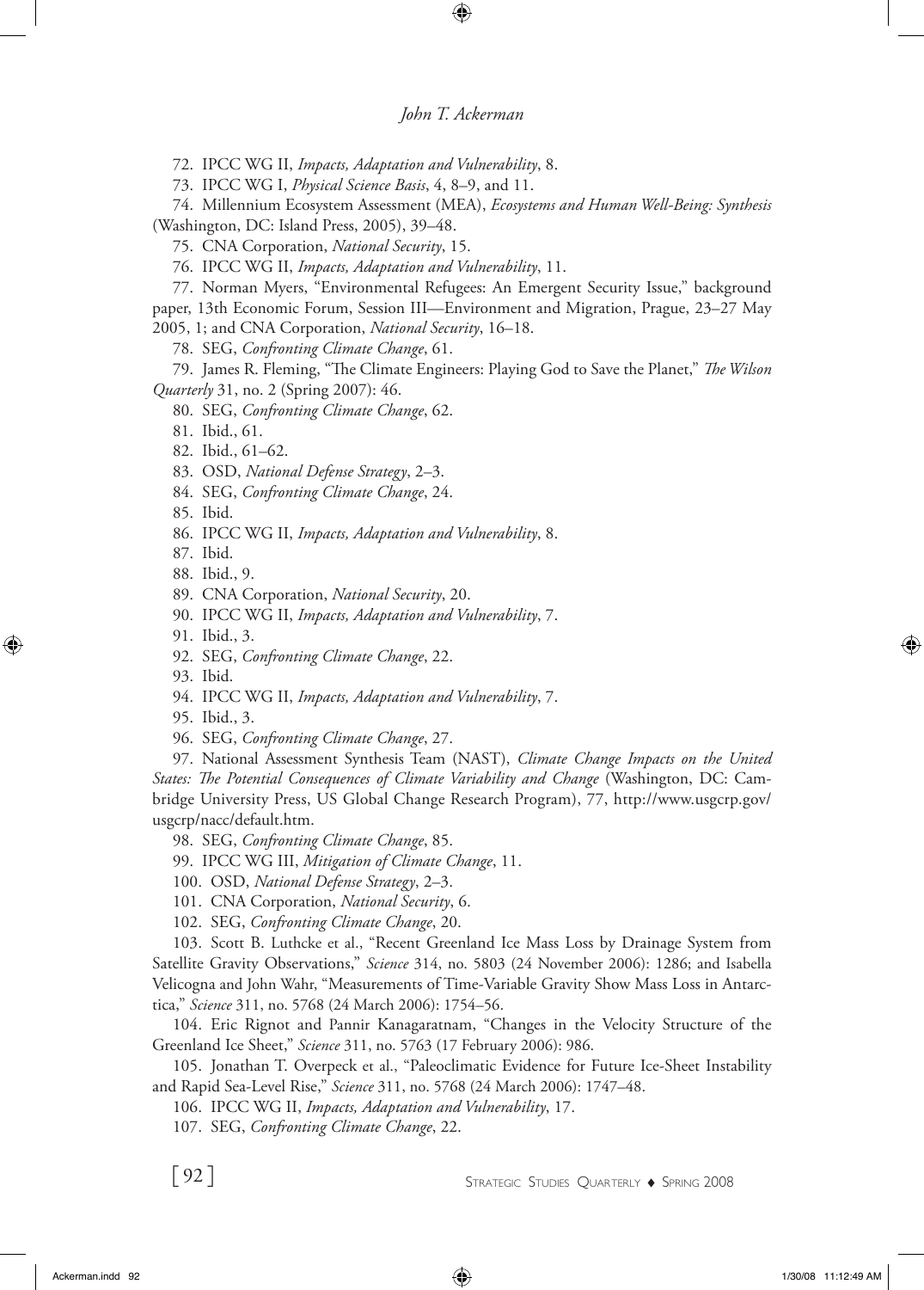72. IPCC WG II, *Impacts, Adaptation and Vulnerability*, 8.

73. IPCC WG I, *Physical Science Basis*, 4, 8–9, and 11.

74. Millennium Ecosystem Assessment (MEA), *Ecosystems and Human Well-Being: Synthesis* (Washington, DC: Island Press, 2005), 39–48.

75. CNA Corporation, *National Security*, 15.

76. IPCC WG II, *Impacts, Adaptation and Vulnerability*, 11.

77. Norman Myers, "Environmental Refugees: An Emergent Security Issue," background paper, 13th Economic Forum, Session III—Environment and Migration, Prague, 23–27 May 2005, 1; and CNA Corporation, *National Security*, 16–18.

78. SEG, *Confronting Climate Change*, 61.

79. James R. Fleming, "The Climate Engineers: Playing God to Save the Planet," *The Wilson Quarterly* 31, no. 2 (Spring 2007): 46.

80. SEG, *Confronting Climate Change*, 62.

81. Ibid., 61.

82. Ibid., 61–62.

83. OSD, *National Defense Strategy*, 2–3.

84. SEG, *Confronting Climate Change*, 24.

85. Ibid.

86. IPCC WG II, *Impacts, Adaptation and Vulnerability*, 8.

87. Ibid.

88. Ibid., 9.

89. CNA Corporation, *National Security*, 20.

90. IPCC WG II, *Impacts, Adaptation and Vulnerability*, 7.

91. Ibid., 3.

92. SEG, *Confronting Climate Change*, 22.

93. Ibid.

94. IPCC WG II, *Impacts, Adaptation and Vulnerability*, 7.

95. Ibid., 3.

96. SEG, *Confronting Climate Change*, 27.

97. National Assessment Synthesis Team (NAST), *Climate Change Impacts on the United States: The Potential Consequences of Climate Variability and Change* (Washington, DC: Cambridge University Press, US Global Change Research Program), 77, http://www.usgcrp.gov/usgcrp/nacc/default.htm.

98. SEG, *Confronting Climate Change*, 85.

99. IPCC WG III, *Mitigation of Climate Change*, 11.

100. OSD, *National Defense Strategy*, 2–3.

101. CNA Corporation, *National Security*, 6.

102. SEG, *Confronting Climate Change*, 20.

103. Scott B. Luthcke et al., "Recent Greenland Ice Mass Loss by Drainage System from Satellite Gravity Observations," *Science* 314, no. 5803 (24 November 2006): 1286; and Isabella Velicogna and John Wahr, "Measurements of Time-Variable Gravity Show Mass Loss in Antarctica," *Science* 311, no. 5768 (24 March 2006): 1754–56.

104. Eric Rignot and Pannir Kanagaratnam, "Changes in the Velocity Structure of the Greenland Ice Sheet," *Science* 311, no. 5763 (17 February 2006): 986.

105. Jonathan T. Overpeck et al., "Paleoclimatic Evidence for Future Ice-Sheet Instability and Rapid Sea-Level Rise," *Science* 311, no. 5768 (24 March 2006): 1747–48.

106. IPCC WG II, *Impacts, Adaptation and Vulnerability*, 17.

107. SEG, *Confronting Climate Change*, 22.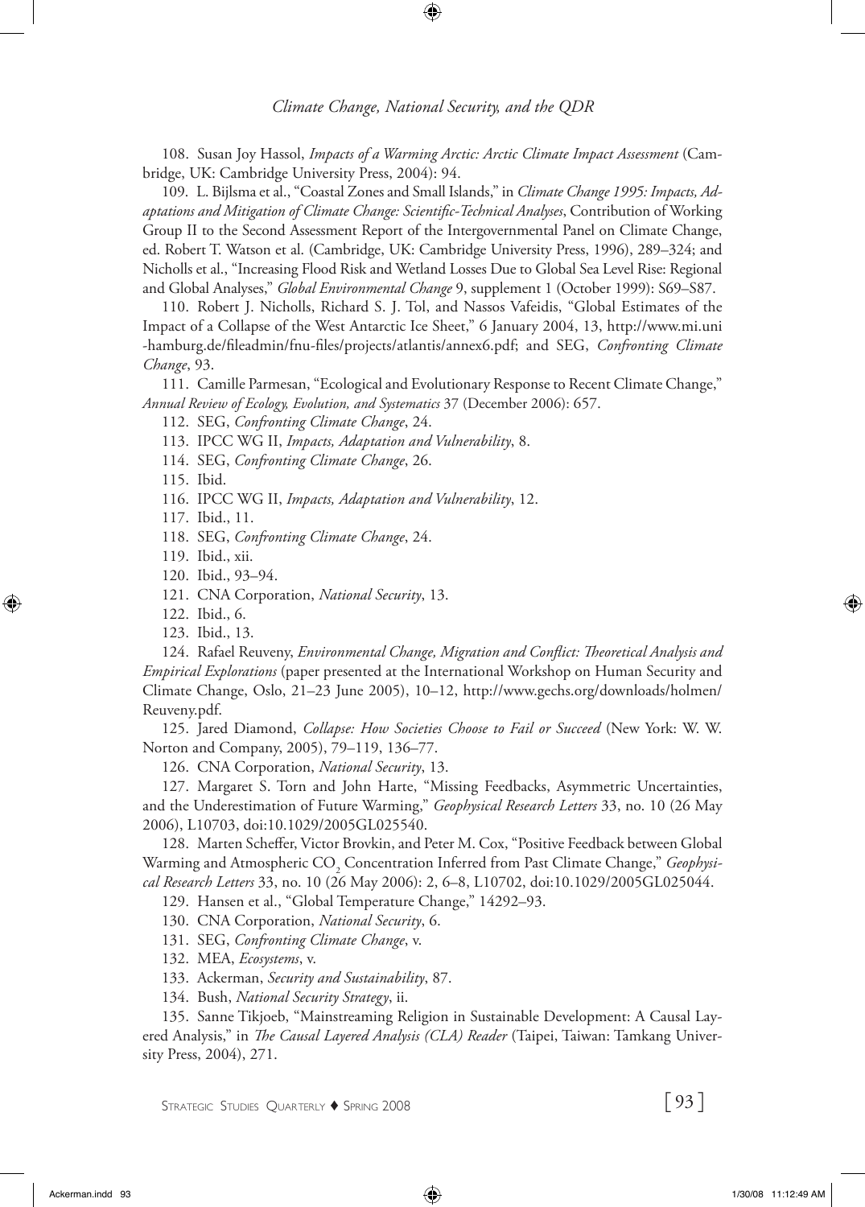108. Susan Joy Hassol, *Impacts of a Warming Arctic: Arctic Climate Impact Assessment* (Cambridge, UK: Cambridge University Press, 2004): 94.

109. L. Bijlsma et al., "Coastal Zones and Small Islands," in *Climate Change 1995: Impacts, Adaptations and Mitigation of Climate Change: Scientific-Technical Analyses*, Contribution of Working Group II to the Second Assessment Report of the Intergovernmental Panel on Climate Change, ed. Robert T. Watson et al. (Cambridge, UK: Cambridge University Press, 1996), 289–324; and Nicholls et al., "Increasing Flood Risk and Wetland Losses Due to Global Sea Level Rise: Regional and Global Analyses," *Global Environmental Change* 9, supplement 1 (October 1999): S69–S87.

110. Robert J. Nicholls, Richard S. J. Tol, and Nassos Vafeidis, "Global Estimates of the Impact of a Collapse of the West Antarctic Ice Sheet," 6 January 2004, 13, http://www.mi.uni-hamburg.de/fileadmin/fnu-files/projects/atlantis/annex6.pdf; and SEG, *Confronting Climate Change*, 93.

111. Camille Parmesan, "Ecological and Evolutionary Response to Recent Climate Change," *Annual Review of Ecology, Evolution, and Systematics* 37 (December 2006): 657.

112. SEG, *Confronting Climate Change*, 24.

113. IPCC WG II, *Impacts, Adaptation and Vulnerability*, 8.

114. SEG, *Confronting Climate Change*, 26.

115. Ibid.

116. IPCC WG II, *Impacts, Adaptation and Vulnerability*, 12.

117. Ibid., 11.

118. SEG, *Confronting Climate Change*, 24.

119. Ibid., xii.

120. Ibid., 93–94.

121. CNA Corporation, *National Security*, 13.

122. Ibid., 6.

123. Ibid., 13.

124. Rafael Reuveny, *Environmental Change, Migration and Conflict: Theoretical Analysis and Empirical Explorations* (paper presented at the International Workshop on Human Security and Climate Change, Oslo, 21–23 June 2005), 10–12, http://www.gechs.org/downloads/holmen/Reuveny.pdf.

125. Jared Diamond, *Collapse: How Societies Choose to Fail or Succeed* (New York: W. W. Norton and Company, 2005), 79–119, 136–77.

126. CNA Corporation, *National Security*, 13.

127. Margaret S. Torn and John Harte, "Missing Feedbacks, Asymmetric Uncertainties, and the Underestimation of Future Warming," *Geophysical Research Letters* 33, no. 10 (26 May 2006), L10703, doi:10.1029/2005GL025540.

128. Marten Scheffer, Victor Brovkin, and Peter M. Cox, "Positive Feedback between Global Warming and Atmospheric $CO_2$ Concentration Inferred from Past Climate Change," *Geophysical Research Letters* 33, no. 10 (26 May 2006): 2, 6–8, L10702, doi:10.1029/2005GL025044.

129. Hansen et al., "Global Temperature Change," 14292–93.

130. CNA Corporation, *National Security*, 6.

131. SEG, *Confronting Climate Change*, v.

132. MEA, *Ecosystems*, v.

133. Ackerman, *Security and Sustainability*, 87.

134. Bush, *National Security Strategy*, ii.

135. Sanne Tikjoeb, "Mainstreaming Religion in Sustainable Development: A Causal Layered Analysis," in *The Causal Layered Analysis (CLA) Reader* (Taipei, Taiwan: Tamkang University Press, 2004), 271.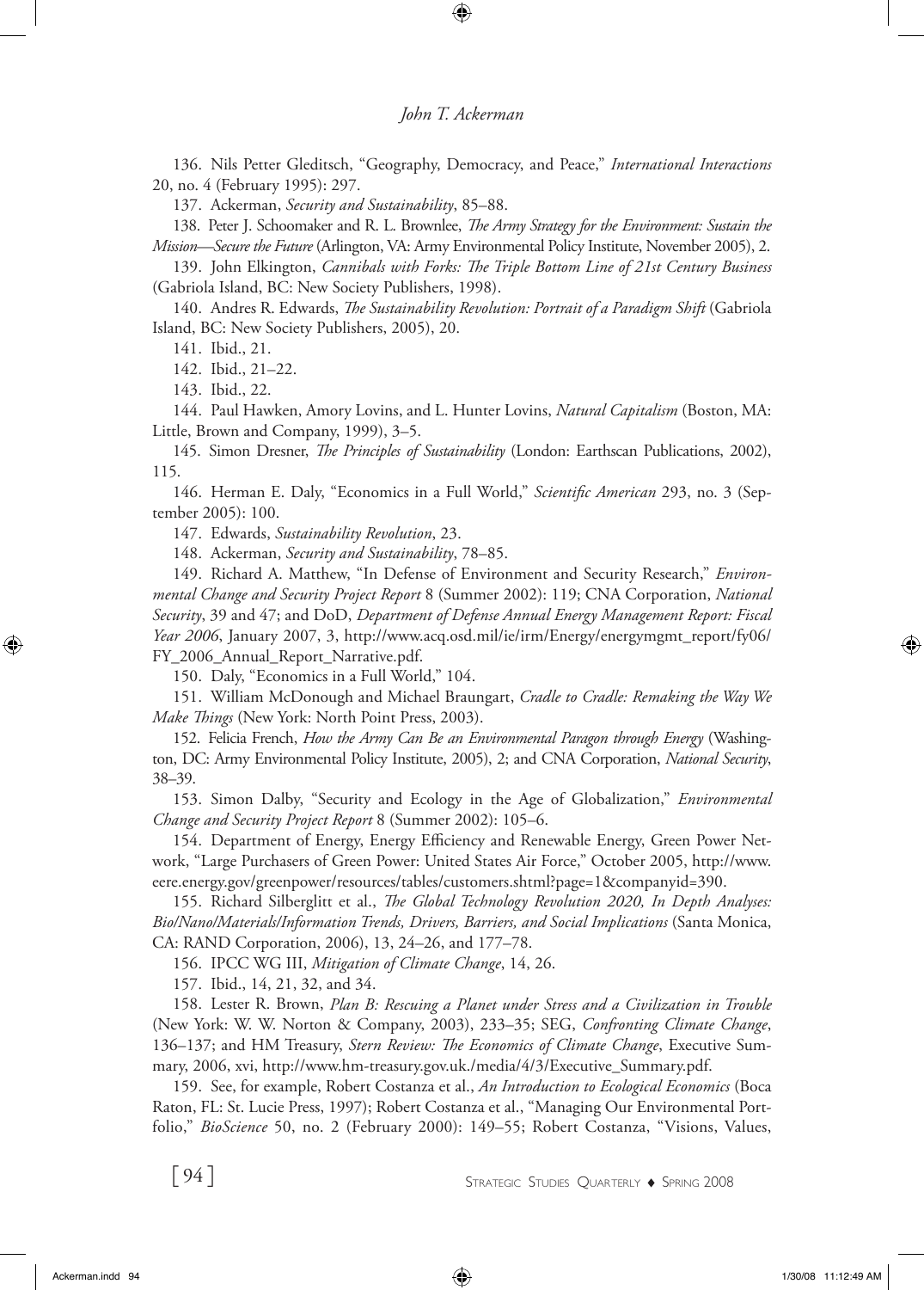136. Nils Petter Gleditsch, "Geography, Democracy, and Peace," *International Interactions* 20, no. 4 (February 1995): 297.

137. Ackerman, *Security and Sustainability*, 85–88.

138. Peter J. Schoomaker and R. L. Brownlee, *The Army Strategy for the Environment: Sustain the Mission—Secure the Future* (Arlington, VA: Army Environmental Policy Institute, November 2005), 2.

139. John Elkington, *Cannibals with Forks: The Triple Bottom Line of 21st Century Business* (Gabriola Island, BC: New Society Publishers, 1998).

140. Andres R. Edwards, *The Sustainability Revolution: Portrait of a Paradigm Shift* (Gabriola Island, BC: New Society Publishers, 2005), 20.

141. Ibid., 21.

142. Ibid., 21–22.

143. Ibid., 22.

144. Paul Hawken, Amory Lovins, and L. Hunter Lovins, *Natural Capitalism* (Boston, MA: Little, Brown and Company, 1999), 3–5.

145. Simon Dresner, *The Principles of Sustainability* (London: Earthscan Publications, 2002), 115.

146. Herman E. Daly, "Economics in a Full World," *Scientific American* 293, no. 3 (September 2005): 100.

147. Edwards, *Sustainability Revolution*, 23.

148. Ackerman, *Security and Sustainability*, 78–85.

149. Richard A. Matthew, "In Defense of Environment and Security Research," *Environmental Change and Security Project Report* 8 (Summer 2002): 119; CNA Corporation, *National Security*, 39 and 47; and DoD, *Department of Defense Annual Energy Management Report: Fiscal Year 2006*, January 2007, 3, http://www.acq.osd.mil/ie/irm/Energy/energymgmt_report/fy06/FY_2006_Annual_Report_Narrative.pdf.

150. Daly, "Economics in a Full World," 104.

151. William McDonough and Michael Braungart, *Cradle to Cradle: Remaking the Way We Make Things* (New York: North Point Press, 2003).

152. Felicia French, *How the Army Can Be an Environmental Paragon through Energy* (Washington, DC: Army Environmental Policy Institute, 2005), 2; and CNA Corporation, *National Security*, 38–39.

153. Simon Dalby, "Security and Ecology in the Age of Globalization," *Environmental Change and Security Project Report* 8 (Summer 2002): 105–6.

154. Department of Energy, Energy Efficiency and Renewable Energy, Green Power Network, "Large Purchasers of Green Power: United States Air Force," October 2005, http://www.eere.energy.gov/greenpower/resources/tables/customers.shtml?page=1&companyid=390.

155. Richard Silberglitt et al., *The Global Technology Revolution 2020, In Depth Analyses: Bio/Nano/Materials/Information Trends, Drivers, Barriers, and Social Implications* (Santa Monica, CA: RAND Corporation, 2006), 13, 24–26, and 177–78.

156. IPCC WG III, *Mitigation of Climate Change*, 14, 26.

157. Ibid., 14, 21, 32, and 34.

158. Lester R. Brown, *Plan B: Rescuing a Planet under Stress and a Civilization in Trouble* (New York: W. W. Norton & Company, 2003), 233–35; SEG, *Confronting Climate Change*, 136–137; and HM Treasury, *Stern Review: The Economics of Climate Change*, Executive Summary, 2006, xvi, http://www.hm-treasury.gov.uk./media/4/3/Executive_Summary.pdf.

159. See, for example, Robert Costanza et al., *An Introduction to Ecological Economics* (Boca Raton, FL: St. Lucie Press, 1997); Robert Costanza et al., "Managing Our Environmental Portfolio," *BioScience* 50, no. 2 (February 2000): 149–55; Robert Costanza, "Visions, Values,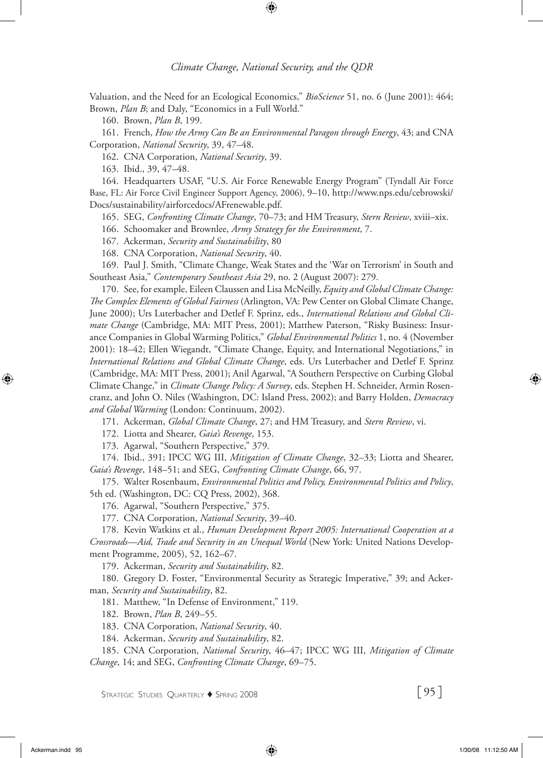Valuation, and the Need for an Ecological Economics," *BioScience* 51, no. 6 (June 2001): 464; Brown, *Plan B*; and Daly, "Economics in a Full World."

160. Brown, *Plan B*, 199.

161. French, *How the Army Can Be an Environmental Paragon through Energy*, 43; and CNA Corporation, *National Security*, 39, 47–48.

162. CNA Corporation, *National Security*, 39.

163. Ibid., 39, 47–48.

164. Headquarters USAF, "U.S. Air Force Renewable Energy Program" (Tyndall Air Force Base, FL: Air Force Civil Engineer Support Agency, 2006), 9–10, http://www.nps.edu/cebrowski/Docs/sustainability/airforcedocs/AFrenewable.pdf.

165. SEG, *Confronting Climate Change*, 70–73; and HM Treasury, *Stern Review*, xviii–xix.

166. Schoomaker and Brownlee, *Army Strategy for the Environment*, 7.

167. Ackerman, *Security and Sustainability*, 80

168. CNA Corporation, *National Security*, 40.

169. Paul J. Smith, "Climate Change, Weak States and the 'War on Terrorism' in South and Southeast Asia," *Contemporary Southeast Asia* 29, no. 2 (August 2007): 279.

170. See, for example, Eileen Claussen and Lisa McNeilly, *Equity and Global Climate Change: The Complex Elements of Global Fairness* (Arlington, VA: Pew Center on Global Climate Change, June 2000); Urs Luterbacher and Detlef F. Sprinz, eds., *International Relations and Global Climate Change* (Cambridge, MA: MIT Press, 2001); Matthew Paterson, "Risky Business: Insurance Companies in Global Warming Politics," *Global Environmental Politics* 1, no. 4 (November 2001): 18–42; Ellen Wiegandt, "Climate Change, Equity, and International Negotiations," in *International Relations and Global Climate Change*, eds. Urs Luterbacher and Detlef F. Sprinz (Cambridge, MA: MIT Press, 2001); Anil Agarwal, "A Southern Perspective on Curbing Global Climate Change," in *Climate Change Policy: A Survey*, eds. Stephen H. Schneider, Armin Rosencranz, and John O. Niles (Washington, DC: Island Press, 2002); and Barry Holden, *Democracy and Global Warming* (London: Continuum, 2002).

171. Ackerman, *Global Climate Change*, 27; and HM Treasury, and *Stern Review*, vi.

172. Liotta and Shearer, *Gaia's Revenge*, 153.

173. Agarwal, "Southern Perspective," 379.

174. Ibid., 391; IPCC WG III, *Mitigation of Climate Change*, 32–33; Liotta and Shearer, *Gaia's Revenge*, 148–51; and SEG, *Confronting Climate Change*, 66, 97.

175. Walter Rosenbaum, *Environmental Politics and Policy, Environmental Politics and Policy*, 5th ed. (Washington, DC: CQ Press, 2002), 368.

176. Agarwal, "Southern Perspective," 375.

177. CNA Corporation, *National Security*, 39–40.

178. Kevin Watkins et al., *Human Development Report 2005: International Cooperation at a Crossroads—Aid, Trade and Security in an Unequal World* (New York: United Nations Development Programme, 2005), 52, 162–67.

179. Ackerman, *Security and Sustainability*, 82.

180. Gregory D. Foster, "Environmental Security as Strategic Imperative," 39; and Ackerman, *Security and Sustainability*, 82.

181. Matthew, "In Defense of Environment," 119.

182. Brown, *Plan B*, 249–55.

183. CNA Corporation, *National Security*, 40.

184. Ackerman, *Security and Sustainability*, 82.

185. CNA Corporation, *National Security*, 46–47; IPCC WG III, *Mitigation of Climate Change*, 14; and SEG, *Confronting Climate Change*, 69–75.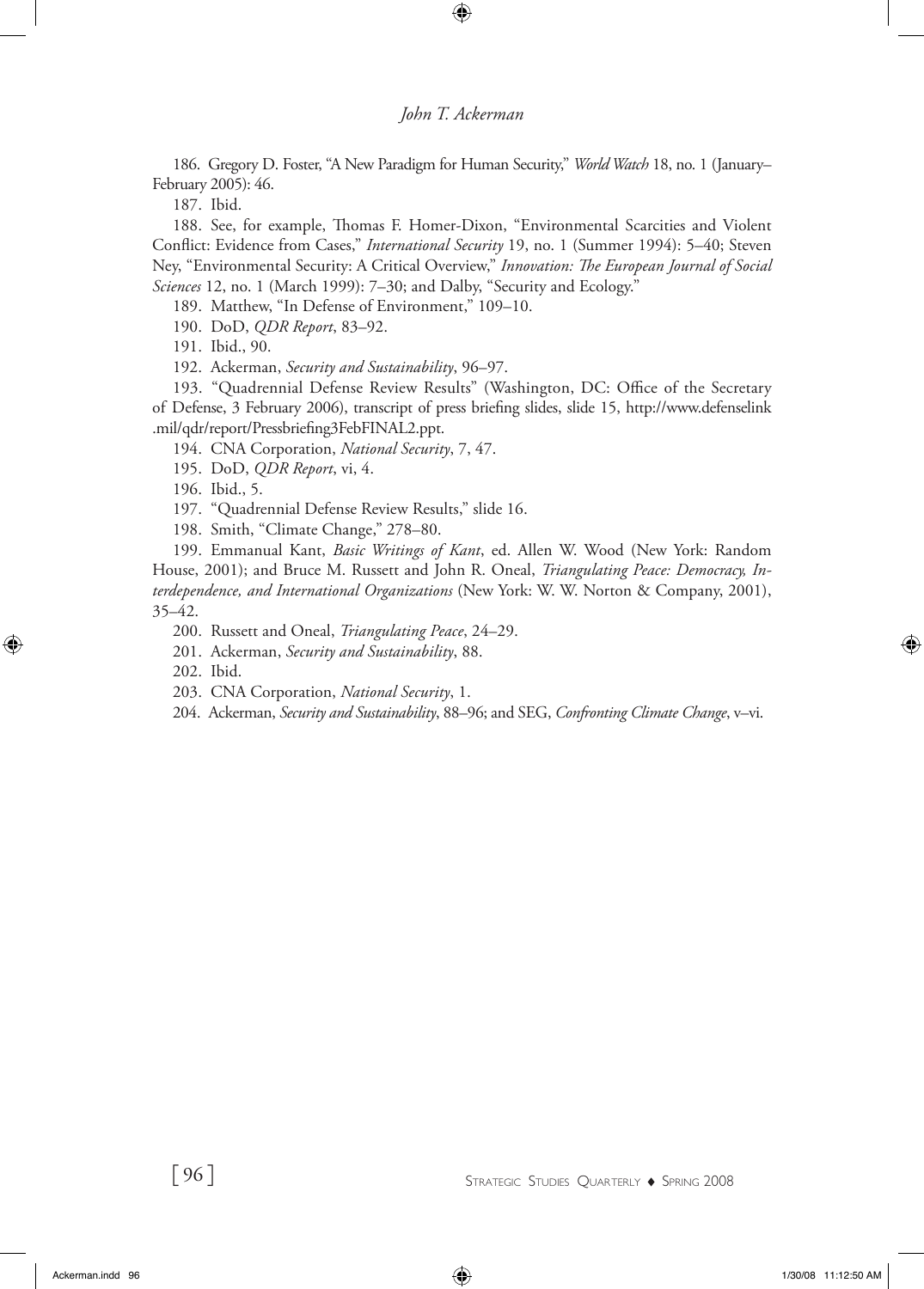186. Gregory D. Foster, "A New Paradigm for Human Security," *World Watch* 18, no. 1 (January–February 2005): 46.

187. Ibid.

188. See, for example, Thomas F. Homer-Dixon, "Environmental Scarcities and Violent Conflict: Evidence from Cases," *International Security* 19, no. 1 (Summer 1994): 5–40; Steven Ney, "Environmental Security: A Critical Overview," *Innovation: The European Journal of Social Sciences* 12, no. 1 (March 1999): 7–30; and Dalby, "Security and Ecology."

189. Matthew, "In Defense of Environment," 109–10.

190. DoD, *QDR Report*, 83–92.

191. Ibid., 90.

192. Ackerman, *Security and Sustainability*, 96–97.

193. "Quadrennial Defense Review Results" (Washington, DC: Office of the Secretary of Defense, 3 February 2006), transcript of press briefing slides, slide 15, http://www.defenselink.mil/qdr/report/Pressbriefing3FebFINAL2.ppt.

194. CNA Corporation, *National Security*, 7, 47.

195. DoD, *QDR Report*, vi, 4.

196. Ibid., 5.

197. "Quadrennial Defense Review Results," slide 16.

198. Smith, "Climate Change," 278–80.

199. Emmanual Kant, *Basic Writings of Kant*, ed. Allen W. Wood (New York: Random House, 2001); and Bruce M. Russett and John R. Oneal, *Triangulating Peace: Democracy, Interdependence, and International Organizations* (New York: W. W. Norton & Company, 2001), 35–42.

200. Russett and Oneal, *Triangulating Peace*, 24–29.

201. Ackerman, *Security and Sustainability*, 88.

202. Ibid.

203. CNA Corporation, *National Security*, 1.

204. Ackerman, *Security and Sustainability*, 88–96; and SEG, *Confronting Climate Change*, v–vi.